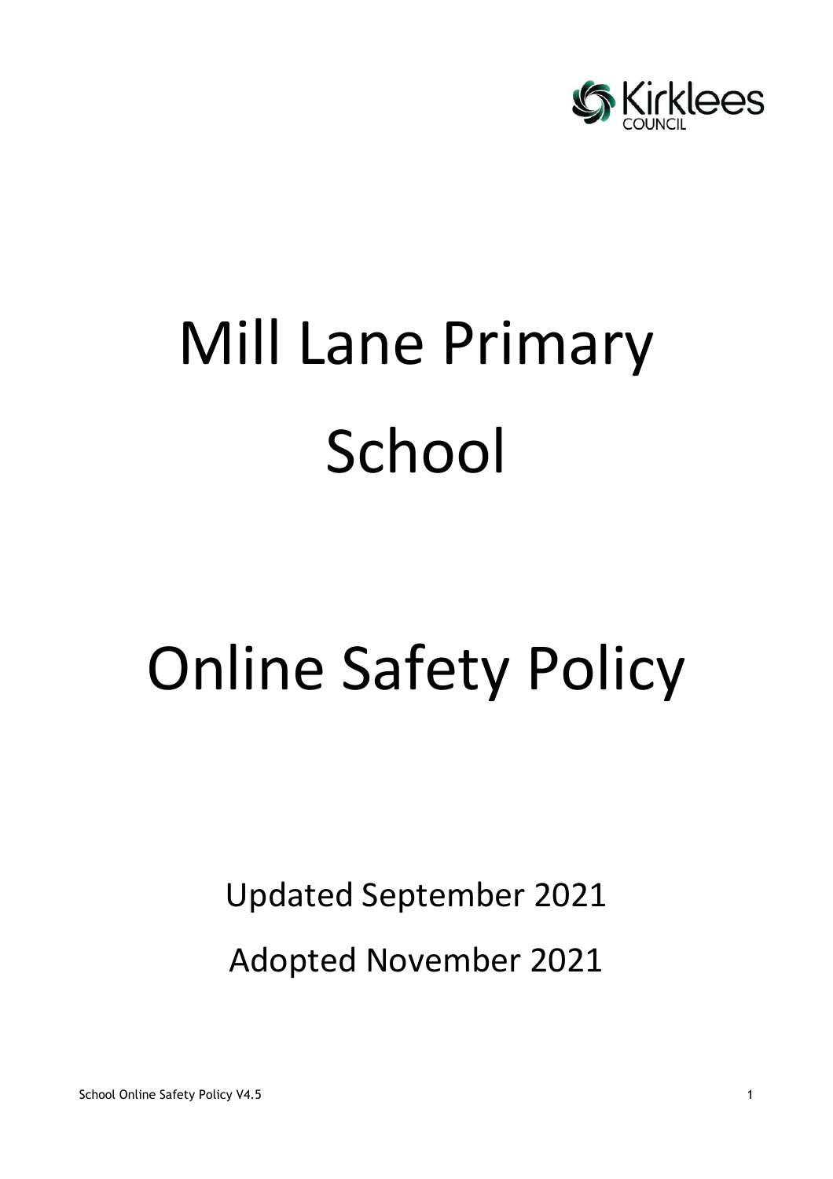Kirklees COUNCIL

# Mill Lane Primary School

# Online Safety Policy

Updated September 2021

Adopted November 2021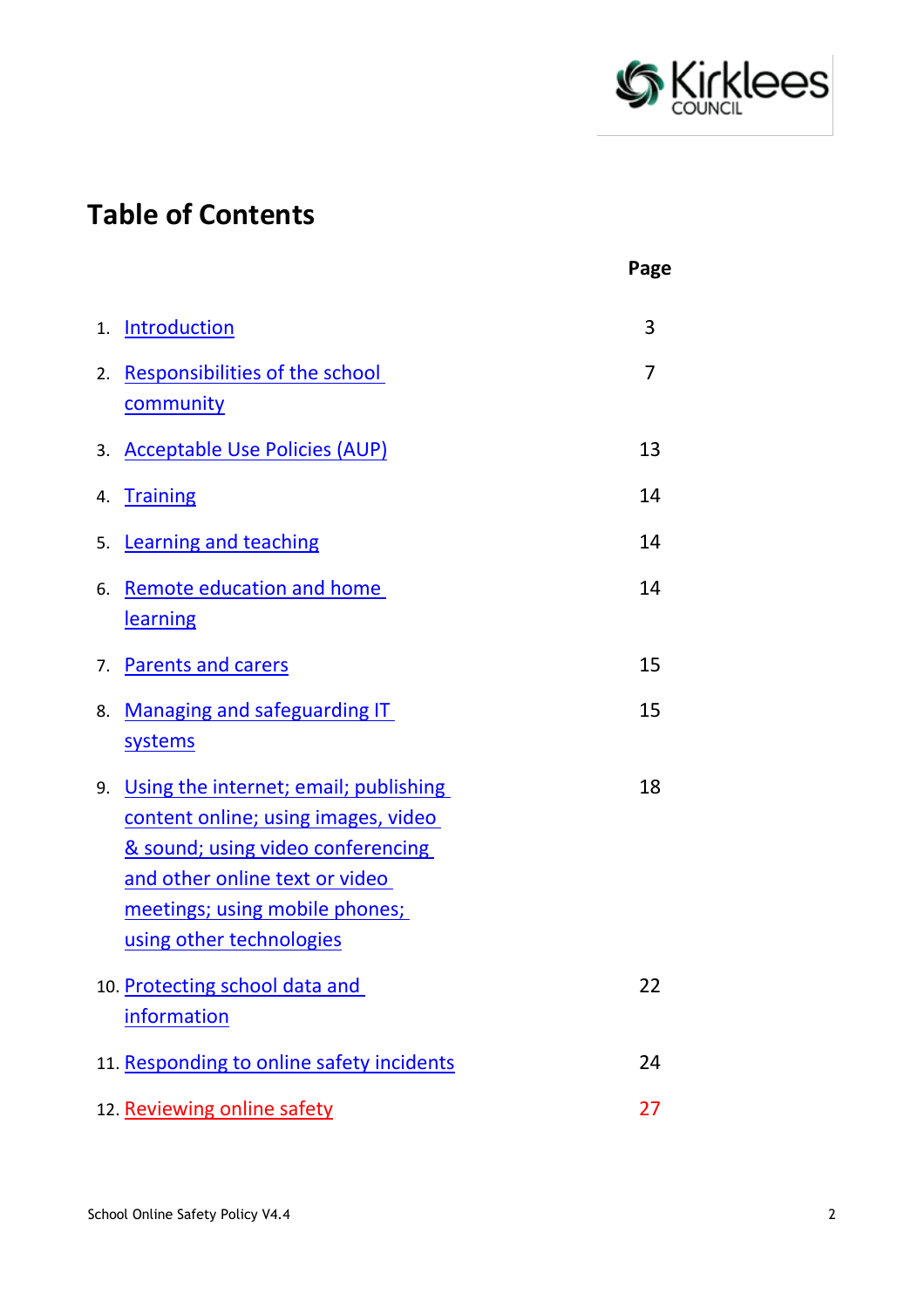# Table of Contents

| | Page |
|---|---|
| 1. Introduction | 3 |
| 2. Responsibilities of the school community | 7 |
| 3. Acceptable Use Policies (AUP) | 13 |
| 4. Training | 14 |
| 5. Learning and teaching | 14 |
| 6. Remote education and home learning | 14 |
| 7. Parents and carers | 15 |
| 8. Managing and safeguarding IT systems | 15 |
| 9. Using the internet; email; publishing content online; using images, video & sound; using video conferencing and other online text or video meetings; using mobile phones; using other technologies | 18 |
| 10. Protecting school data and information | 22 |
| 11. Responding to online safety incidents | 24 |
| 12. Reviewing online safety | 27 |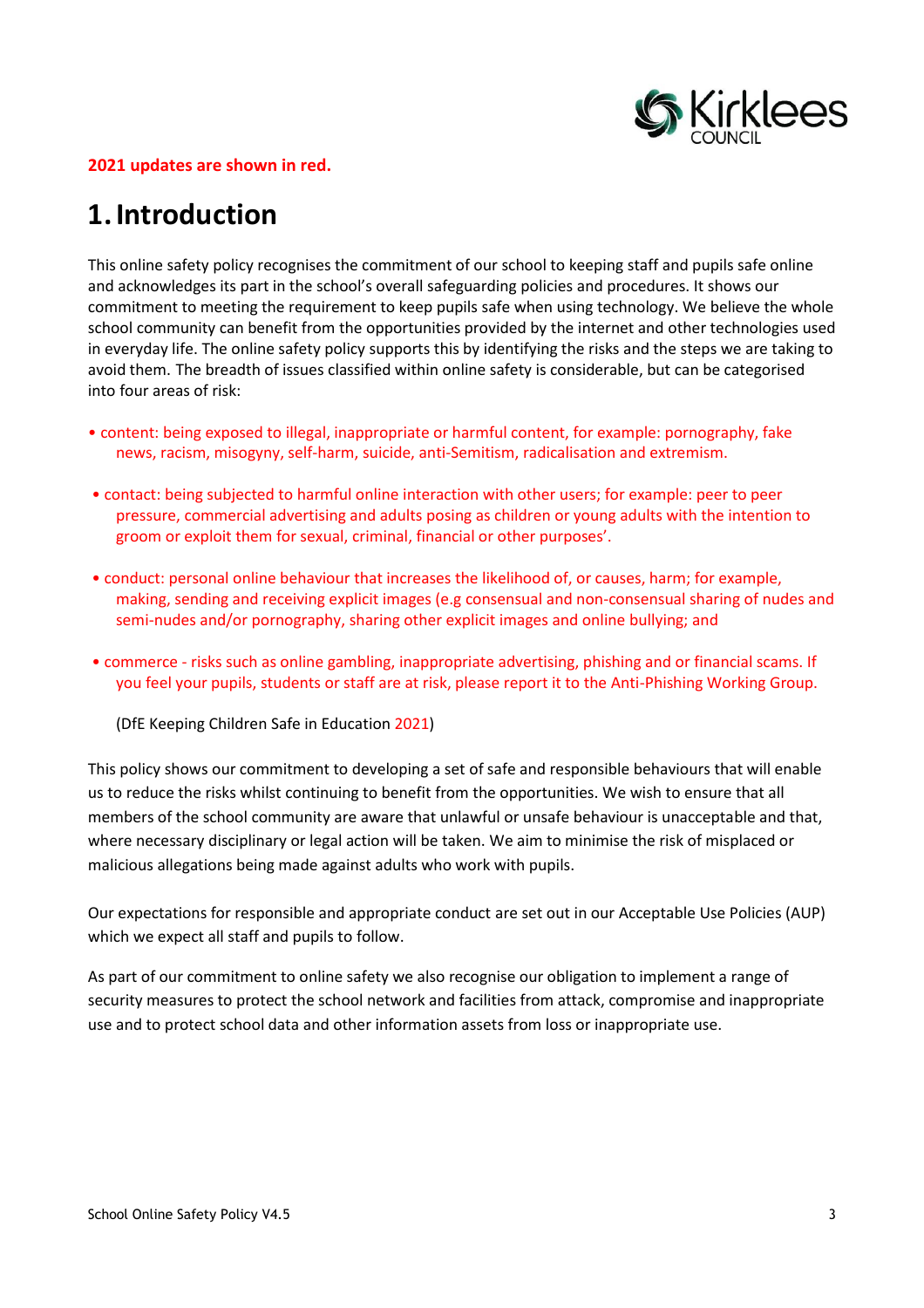**2021 updates are shown in red.**

# 1. Introduction

This online safety policy recognises the commitment of our school to keeping staff and pupils safe online and acknowledges its part in the school's overall safeguarding policies and procedures. It shows our commitment to meeting the requirement to keep pupils safe when using technology. We believe the whole school community can benefit from the opportunities provided by the internet and other technologies used in everyday life. The online safety policy supports this by identifying the risks and the steps we are taking to avoid them. The breadth of issues classified within online safety is considerable, but can be categorised into four areas of risk:

- content: being exposed to illegal, inappropriate or harmful content, for example: pornography, fake news, racism, misogyny, self-harm, suicide, anti-Semitism, radicalisation and extremism.
- contact: being subjected to harmful online interaction with other users; for example: peer to peer pressure, commercial advertising and adults posing as children or young adults with the intention to groom or exploit them for sexual, criminal, financial or other purposes'.
- conduct: personal online behaviour that increases the likelihood of, or causes, harm; for example, making, sending and receiving explicit images (e.g consensual and non-consensual sharing of nudes and semi-nudes and/or pornography, sharing other explicit images and online bullying; and
- commerce - risks such as online gambling, inappropriate advertising, phishing and or financial scams. If you feel your pupils, students or staff are at risk, please report it to the Anti-Phishing Working Group.

(DfE Keeping Children Safe in Education 2021)

This policy shows our commitment to developing a set of safe and responsible behaviours that will enable us to reduce the risks whilst continuing to benefit from the opportunities. We wish to ensure that all members of the school community are aware that unlawful or unsafe behaviour is unacceptable and that, where necessary disciplinary or legal action will be taken. We aim to minimise the risk of misplaced or malicious allegations being made against adults who work with pupils.

Our expectations for responsible and appropriate conduct are set out in our Acceptable Use Policies (AUP) which we expect all staff and pupils to follow.

As part of our commitment to online safety we also recognise our obligation to implement a range of security measures to protect the school network and facilities from attack, compromise and inappropriate use and to protect school data and other information assets from loss or inappropriate use.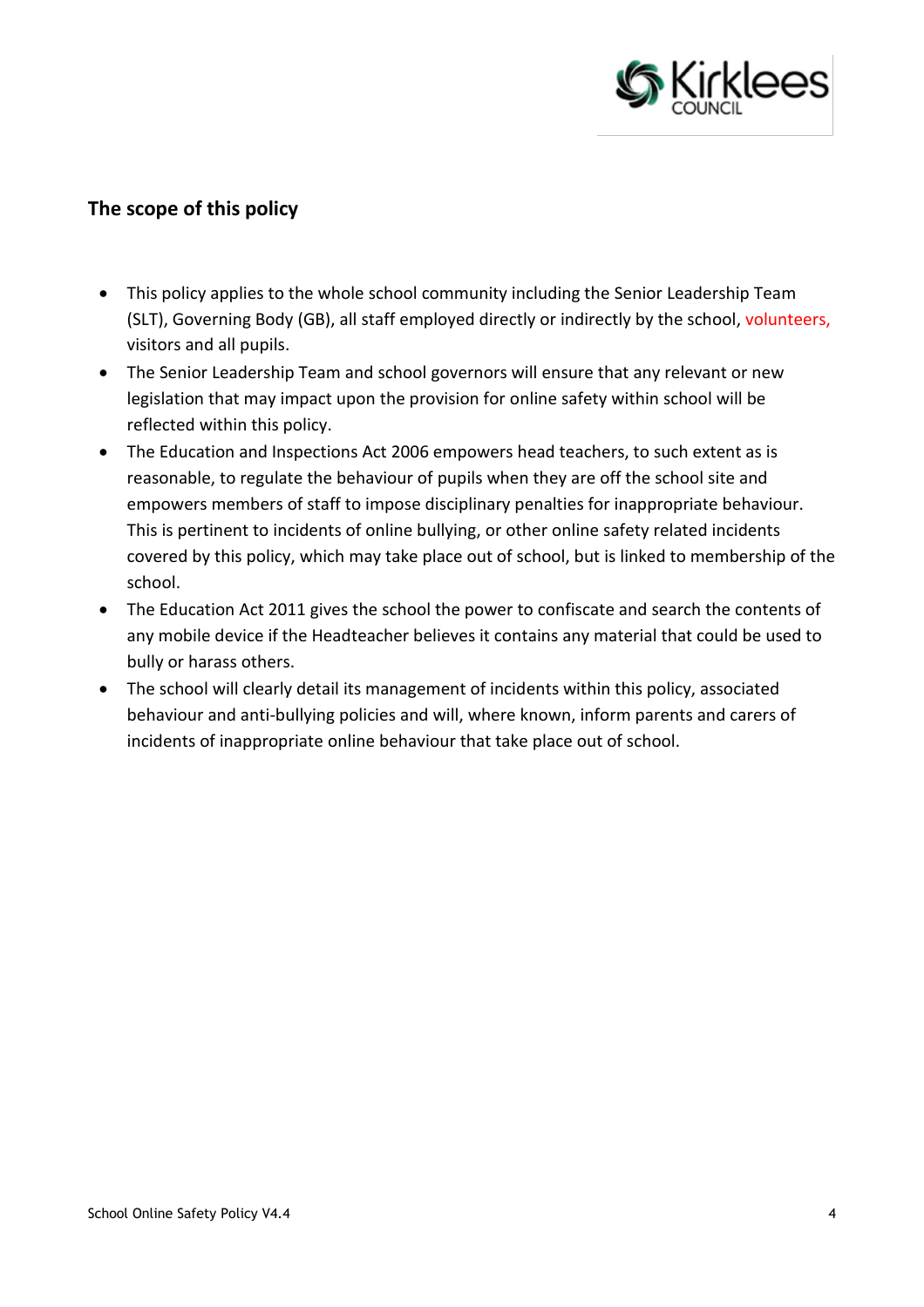## The scope of this policy

- This policy applies to the whole school community including the Senior Leadership Team (SLT), Governing Body (GB), all staff employed directly or indirectly by the school, volunteers, visitors and all pupils.
- The Senior Leadership Team and school governors will ensure that any relevant or new legislation that may impact upon the provision for online safety within school will be reflected within this policy.
- The Education and Inspections Act 2006 empowers head teachers, to such extent as is reasonable, to regulate the behaviour of pupils when they are off the school site and empowers members of staff to impose disciplinary penalties for inappropriate behaviour. This is pertinent to incidents of online bullying, or other online safety related incidents covered by this policy, which may take place out of school, but is linked to membership of the school.
- The Education Act 2011 gives the school the power to confiscate and search the contents of any mobile device if the Headteacher believes it contains any material that could be used to bully or harass others.
- The school will clearly detail its management of incidents within this policy, associated behaviour and anti-bullying policies and will, where known, inform parents and carers of incidents of inappropriate online behaviour that take place out of school.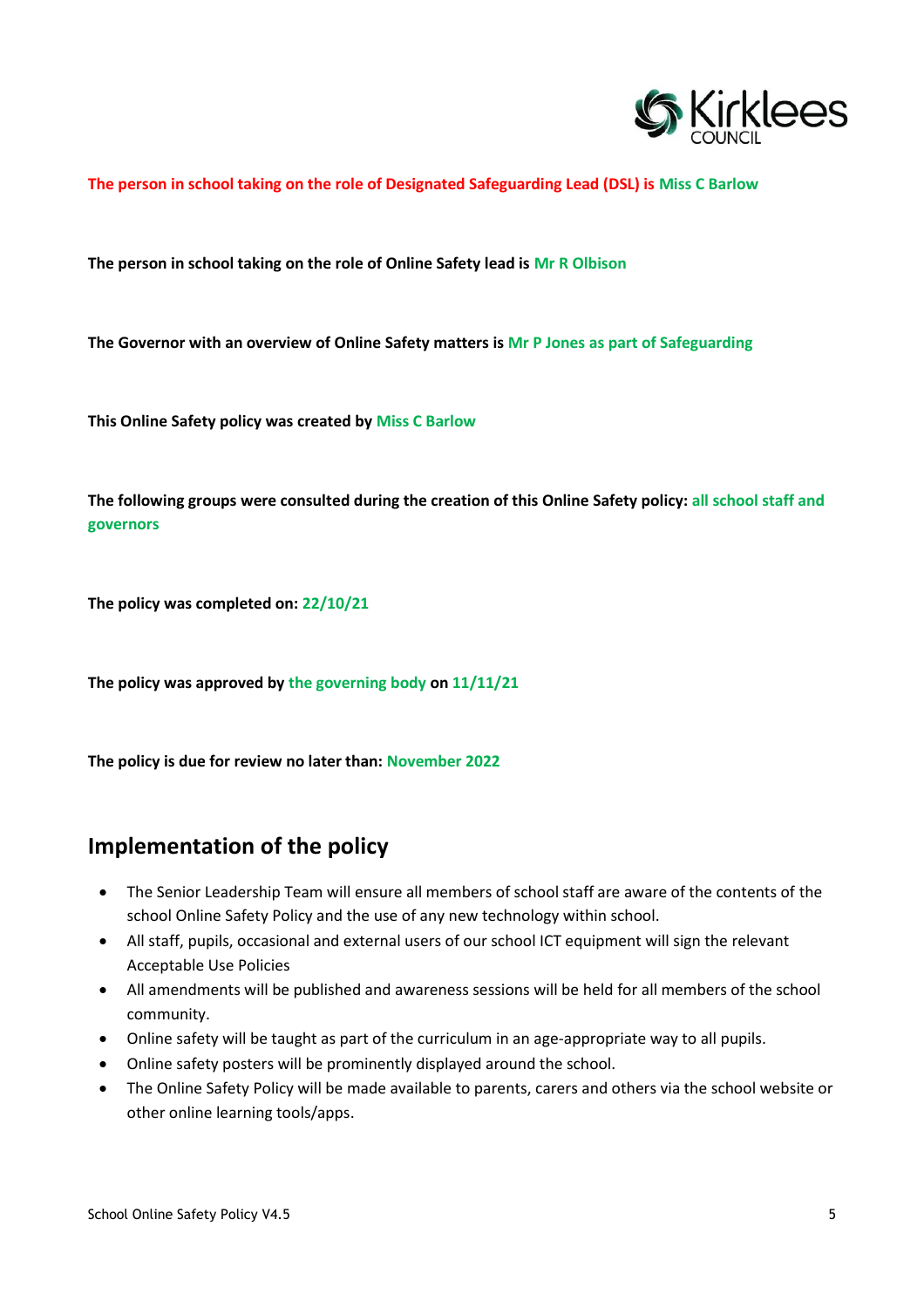**The person in school taking on the role of Designated Safeguarding Lead (DSL) is Miss C Barlow**

**The person in school taking on the role of Online Safety lead is Mr R Olbison**

**The Governor with an overview of Online Safety matters is Mr P Jones as part of Safeguarding**

**This Online Safety policy was created by Miss C Barlow**

**The following groups were consulted during the creation of this Online Safety policy: all school staff and governors**

**The policy was completed on: 22/10/21**

**The policy was approved by the governing body on 11/11/21**

**The policy is due for review no later than: November 2022**

## Implementation of the policy

- The Senior Leadership Team will ensure all members of school staff are aware of the contents of the school Online Safety Policy and the use of any new technology within school.
- All staff, pupils, occasional and external users of our school ICT equipment will sign the relevant Acceptable Use Policies
- All amendments will be published and awareness sessions will be held for all members of the school community.
- Online safety will be taught as part of the curriculum in an age-appropriate way to all pupils.
- Online safety posters will be prominently displayed around the school.
- The Online Safety Policy will be made available to parents, carers and others via the school website or other online learning tools/apps.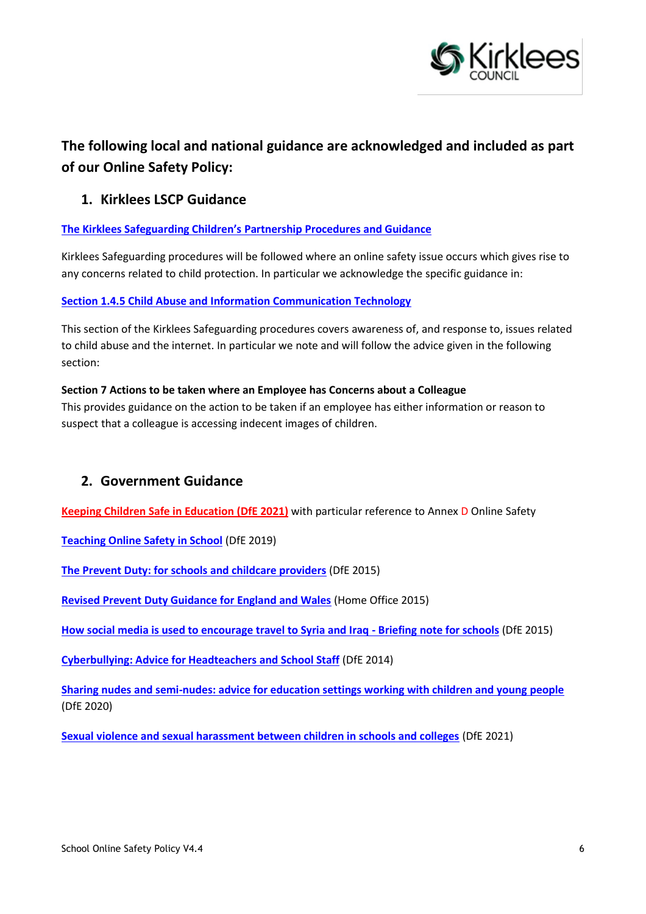## The following local and national guidance are acknowledged and included as part of our Online Safety Policy:

### 1. Kirklees LSCP Guidance

**The Kirklees Safeguarding Children's Partnership Procedures and Guidance**

Kirklees Safeguarding procedures will be followed where an online safety issue occurs which gives rise to any concerns related to child protection. In particular we acknowledge the specific guidance in:

**Section 1.4.5 Child Abuse and Information Communication Technology**

This section of the Kirklees Safeguarding procedures covers awareness of, and response to, issues related to child abuse and the internet. In particular we note and will follow the advice given in the following section:

**Section 7 Actions to be taken where an Employee has Concerns about a Colleague**
This provides guidance on the action to be taken if an employee has either information or reason to suspect that a colleague is accessing indecent images of children.

### 2. Government Guidance

**Keeping Children Safe in Education (DfE 2021)** with particular reference to Annex D Online Safety

**Teaching Online Safety in School** (DfE 2019)

**The Prevent Duty: for schools and childcare providers** (DfE 2015)

**Revised Prevent Duty Guidance for England and Wales** (Home Office 2015)

**How social media is used to encourage travel to Syria and Iraq - Briefing note for schools** (DfE 2015)

**Cyberbullying: Advice for Headteachers and School Staff** (DfE 2014)

**Sharing nudes and semi-nudes: advice for education settings working with children and young people** (DfE 2020)

**Sexual violence and sexual harassment between children in schools and colleges** (DfE 2021)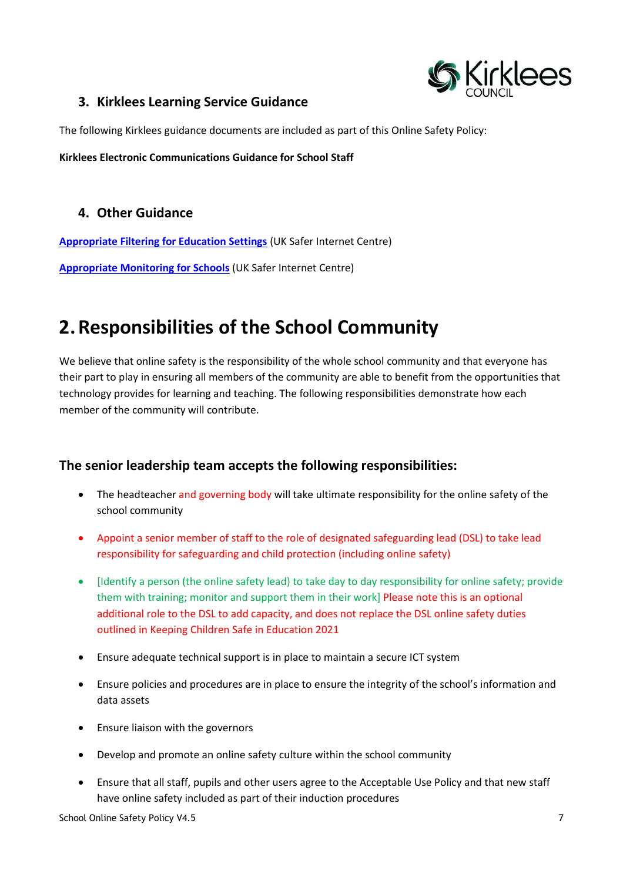### 3. Kirklees Learning Service Guidance

The following Kirklees guidance documents are included as part of this Online Safety Policy:

**Kirklees Electronic Communications Guidance for School Staff**

### 4. Other Guidance

**Appropriate Filtering for Education Settings** (UK Safer Internet Centre)

**Appropriate Monitoring for Schools** (UK Safer Internet Centre)

# 2. Responsibilities of the School Community

We believe that online safety is the responsibility of the whole school community and that everyone has their part to play in ensuring all members of the community are able to benefit from the opportunities that technology provides for learning and teaching. The following responsibilities demonstrate how each member of the community will contribute.

## The senior leadership team accepts the following responsibilities:

- The headteacher and governing body will take ultimate responsibility for the online safety of the school community
- Appoint a senior member of staff to the role of designated safeguarding lead (DSL) to take lead responsibility for safeguarding and child protection (including online safety)
- [Identify a person (the online safety lead) to take day to day responsibility for online safety; provide them with training; monitor and support them in their work] Please note this is an optional additional role to the DSL to add capacity, and does not replace the DSL online safety duties outlined in Keeping Children Safe in Education 2021
- Ensure adequate technical support is in place to maintain a secure ICT system
- Ensure policies and procedures are in place to ensure the integrity of the school's information and data assets
- Ensure liaison with the governors
- Develop and promote an online safety culture within the school community
- Ensure that all staff, pupils and other users agree to the Acceptable Use Policy and that new staff have online safety included as part of their induction procedures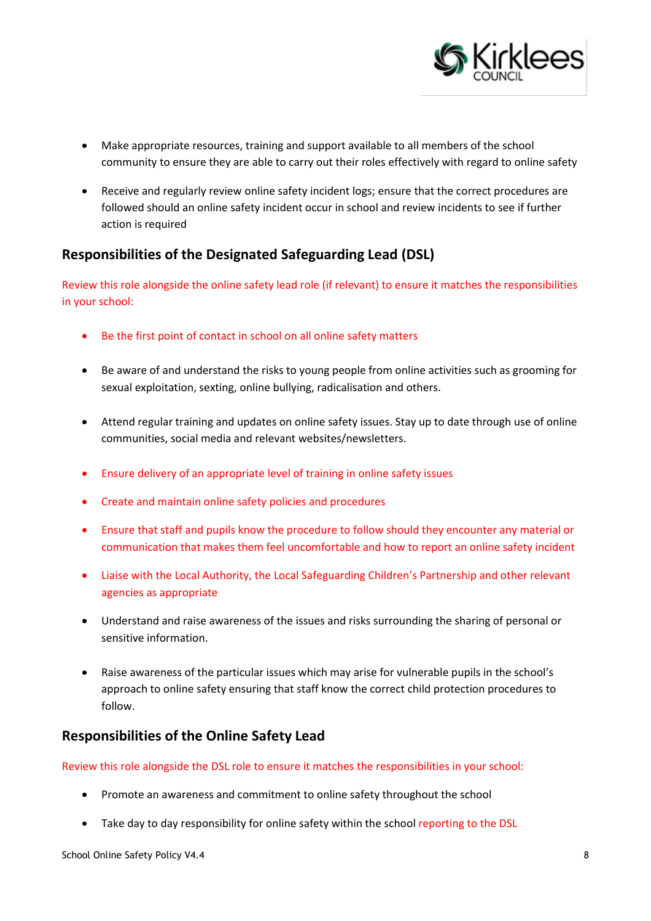- Make appropriate resources, training and support available to all members of the school community to ensure they are able to carry out their roles effectively with regard to online safety
- Receive and regularly review online safety incident logs; ensure that the correct procedures are followed should an online safety incident occur in school and review incidents to see if further action is required

## Responsibilities of the Designated Safeguarding Lead (DSL)

Review this role alongside the online safety lead role (if relevant) to ensure it matches the responsibilities in your school:

- Be the first point of contact in school on all online safety matters
- Be aware of and understand the risks to young people from online activities such as grooming for sexual exploitation, sexting, online bullying, radicalisation and others.
- Attend regular training and updates on online safety issues. Stay up to date through use of online communities, social media and relevant websites/newsletters.
- Ensure delivery of an appropriate level of training in online safety issues
- Create and maintain online safety policies and procedures
- Ensure that staff and pupils know the procedure to follow should they encounter any material or communication that makes them feel uncomfortable and how to report an online safety incident
- Liaise with the Local Authority, the Local Safeguarding Children's Partnership and other relevant agencies as appropriate
- Understand and raise awareness of the issues and risks surrounding the sharing of personal or sensitive information.
- Raise awareness of the particular issues which may arise for vulnerable pupils in the school's approach to online safety ensuring that staff know the correct child protection procedures to follow.

## Responsibilities of the Online Safety Lead

Review this role alongside the DSL role to ensure it matches the responsibilities in your school:

- Promote an awareness and commitment to online safety throughout the school
- Take day to day responsibility for online safety within the school reporting to the DSL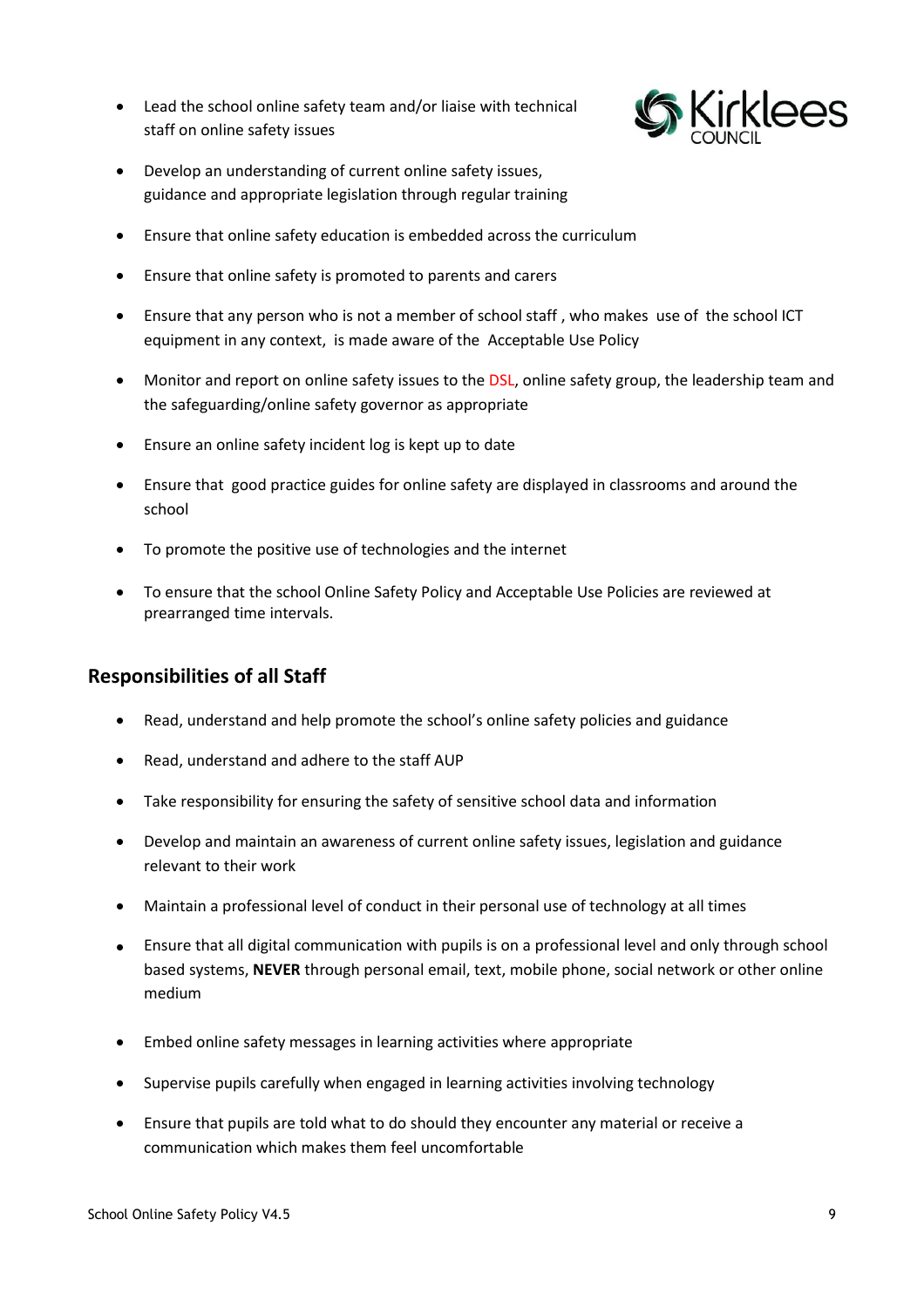- Lead the school online safety team and/or liaise with technical staff on online safety issues
- Develop an understanding of current online safety issues, guidance and appropriate legislation through regular training
- Ensure that online safety education is embedded across the curriculum
- Ensure that online safety is promoted to parents and carers
- Ensure that any person who is not a member of school staff , who makes use of the school ICT equipment in any context, is made aware of the Acceptable Use Policy
- Monitor and report on online safety issues to the DSL, online safety group, the leadership team and the safeguarding/online safety governor as appropriate
- Ensure an online safety incident log is kept up to date
- Ensure that good practice guides for online safety are displayed in classrooms and around the school
- To promote the positive use of technologies and the internet
- To ensure that the school Online Safety Policy and Acceptable Use Policies are reviewed at prearranged time intervals.

## Responsibilities of all Staff

- Read, understand and help promote the school's online safety policies and guidance
- Read, understand and adhere to the staff AUP
- Take responsibility for ensuring the safety of sensitive school data and information
- Develop and maintain an awareness of current online safety issues, legislation and guidance relevant to their work
- Maintain a professional level of conduct in their personal use of technology at all times
- Ensure that all digital communication with pupils is on a professional level and only through school based systems, **NEVER** through personal email, text, mobile phone, social network or other online medium
- Embed online safety messages in learning activities where appropriate
- Supervise pupils carefully when engaged in learning activities involving technology
- Ensure that pupils are told what to do should they encounter any material or receive a communication which makes them feel uncomfortable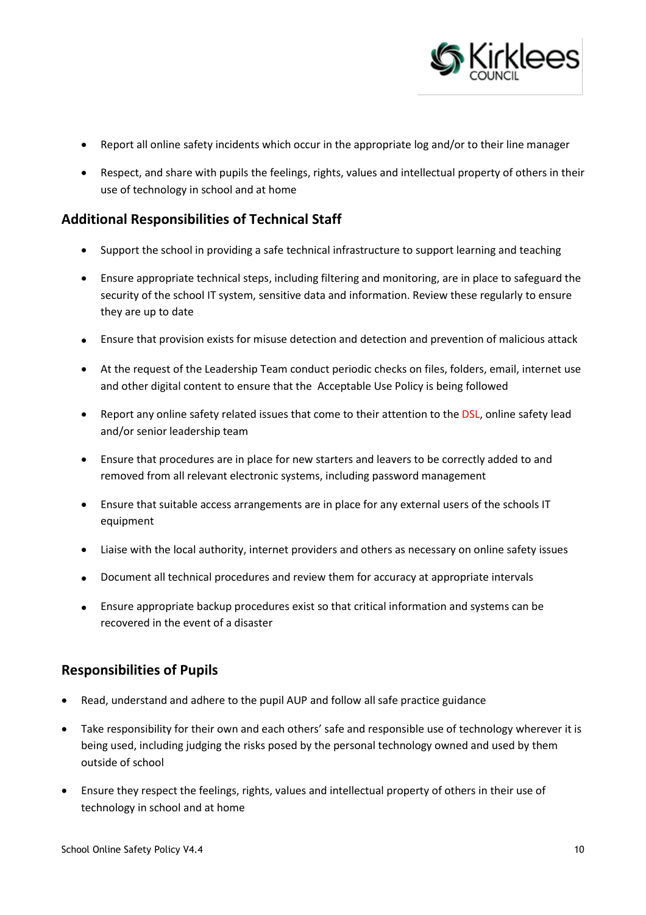- Report all online safety incidents which occur in the appropriate log and/or to their line manager
- Respect, and share with pupils the feelings, rights, values and intellectual property of others in their use of technology in school and at home

## Additional Responsibilities of Technical Staff

- Support the school in providing a safe technical infrastructure to support learning and teaching
- Ensure appropriate technical steps, including filtering and monitoring, are in place to safeguard the security of the school IT system, sensitive data and information. Review these regularly to ensure they are up to date
- Ensure that provision exists for misuse detection and detection and prevention of malicious attack
- At the request of the Leadership Team conduct periodic checks on files, folders, email, internet use and other digital content to ensure that the Acceptable Use Policy is being followed
- Report any online safety related issues that come to their attention to the DSL, online safety lead and/or senior leadership team
- Ensure that procedures are in place for new starters and leavers to be correctly added to and removed from all relevant electronic systems, including password management
- Ensure that suitable access arrangements are in place for any external users of the schools IT equipment
- Liaise with the local authority, internet providers and others as necessary on online safety issues
- Document all technical procedures and review them for accuracy at appropriate intervals
- Ensure appropriate backup procedures exist so that critical information and systems can be recovered in the event of a disaster

## Responsibilities of Pupils

- Read, understand and adhere to the pupil AUP and follow all safe practice guidance
- Take responsibility for their own and each others' safe and responsible use of technology wherever it is being used, including judging the risks posed by the personal technology owned and used by them outside of school
- Ensure they respect the feelings, rights, values and intellectual property of others in their use of technology in school and at home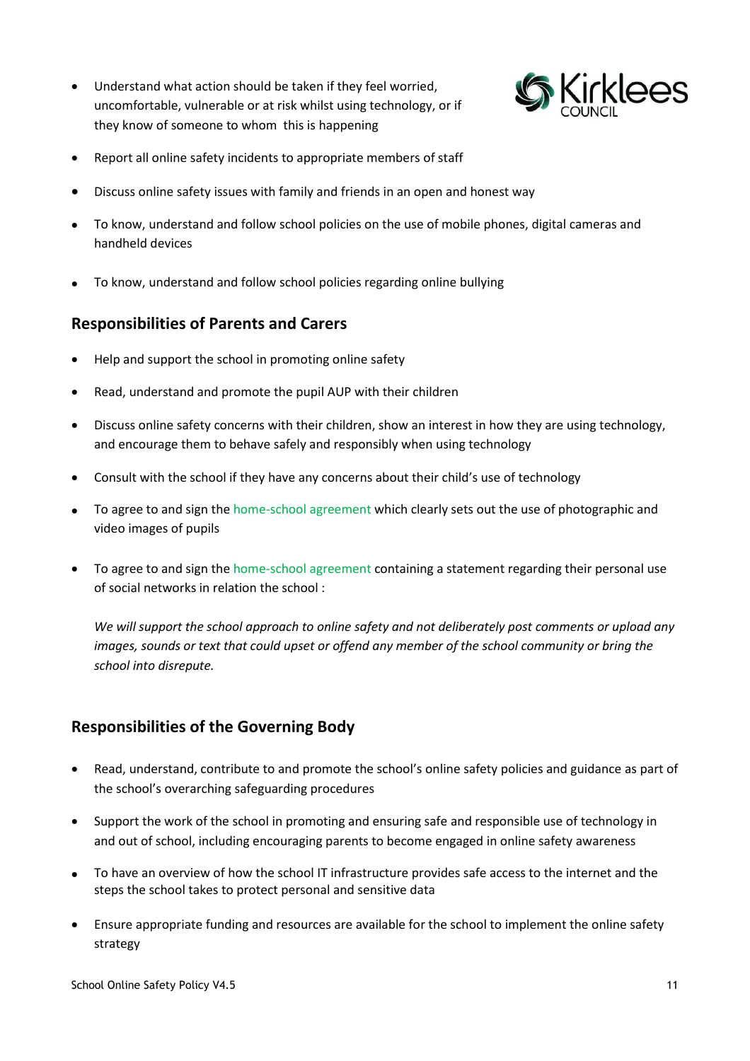- Understand what action should be taken if they feel worried, uncomfortable, vulnerable or at risk whilst using technology, or if they know of someone to whom this is happening
- Report all online safety incidents to appropriate members of staff
- Discuss online safety issues with family and friends in an open and honest way
- To know, understand and follow school policies on the use of mobile phones, digital cameras and handheld devices
- To know, understand and follow school policies regarding online bullying

## Responsibilities of Parents and Carers

- Help and support the school in promoting online safety
- Read, understand and promote the pupil AUP with their children
- Discuss online safety concerns with their children, show an interest in how they are using technology, and encourage them to behave safely and responsibly when using technology
- Consult with the school if they have any concerns about their child's use of technology
- To agree to and sign the home-school agreement which clearly sets out the use of photographic and video images of pupils
- To agree to and sign the home-school agreement containing a statement regarding their personal use of social networks in relation the school :

  *We will support the school approach to online safety and not deliberately post comments or upload any images, sounds or text that could upset or offend any member of the school community or bring the school into disrepute.*

## Responsibilities of the Governing Body

- Read, understand, contribute to and promote the school's online safety policies and guidance as part of the school's overarching safeguarding procedures
- Support the work of the school in promoting and ensuring safe and responsible use of technology in and out of school, including encouraging parents to become engaged in online safety awareness
- To have an overview of how the school IT infrastructure provides safe access to the internet and the steps the school takes to protect personal and sensitive data
- Ensure appropriate funding and resources are available for the school to implement the online safety strategy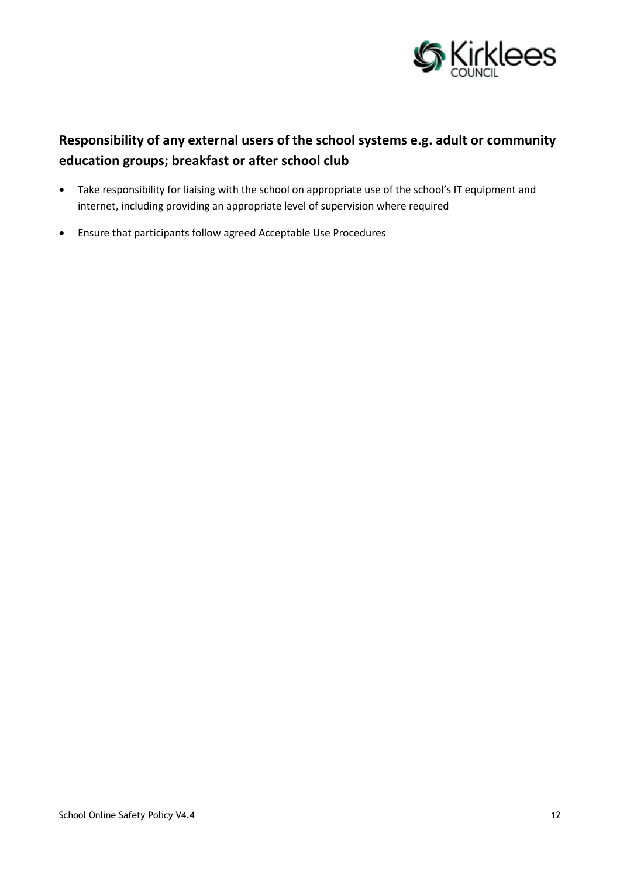## Responsibility of any external users of the school systems e.g. adult or community education groups; breakfast or after school club

- Take responsibility for liaising with the school on appropriate use of the school's IT equipment and internet, including providing an appropriate level of supervision where required
- Ensure that participants follow agreed Acceptable Use Procedures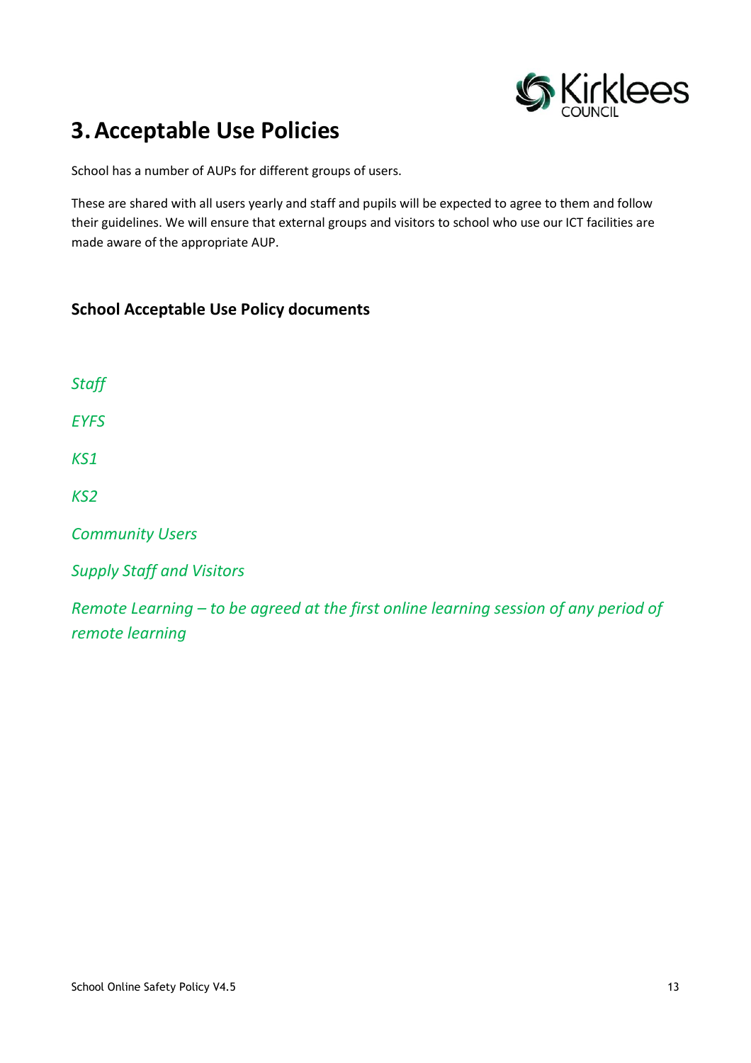# 3. Acceptable Use Policies

School has a number of AUPs for different groups of users.

These are shared with all users yearly and staff and pupils will be expected to agree to them and follow their guidelines. We will ensure that external groups and visitors to school who use our ICT facilities are made aware of the appropriate AUP.

## School Acceptable Use Policy documents

*Staff*

*EYFS*

*KS1*

*KS2*

*Community Users*

*Supply Staff and Visitors*

*Remote Learning – to be agreed at the first online learning session of any period of remote learning*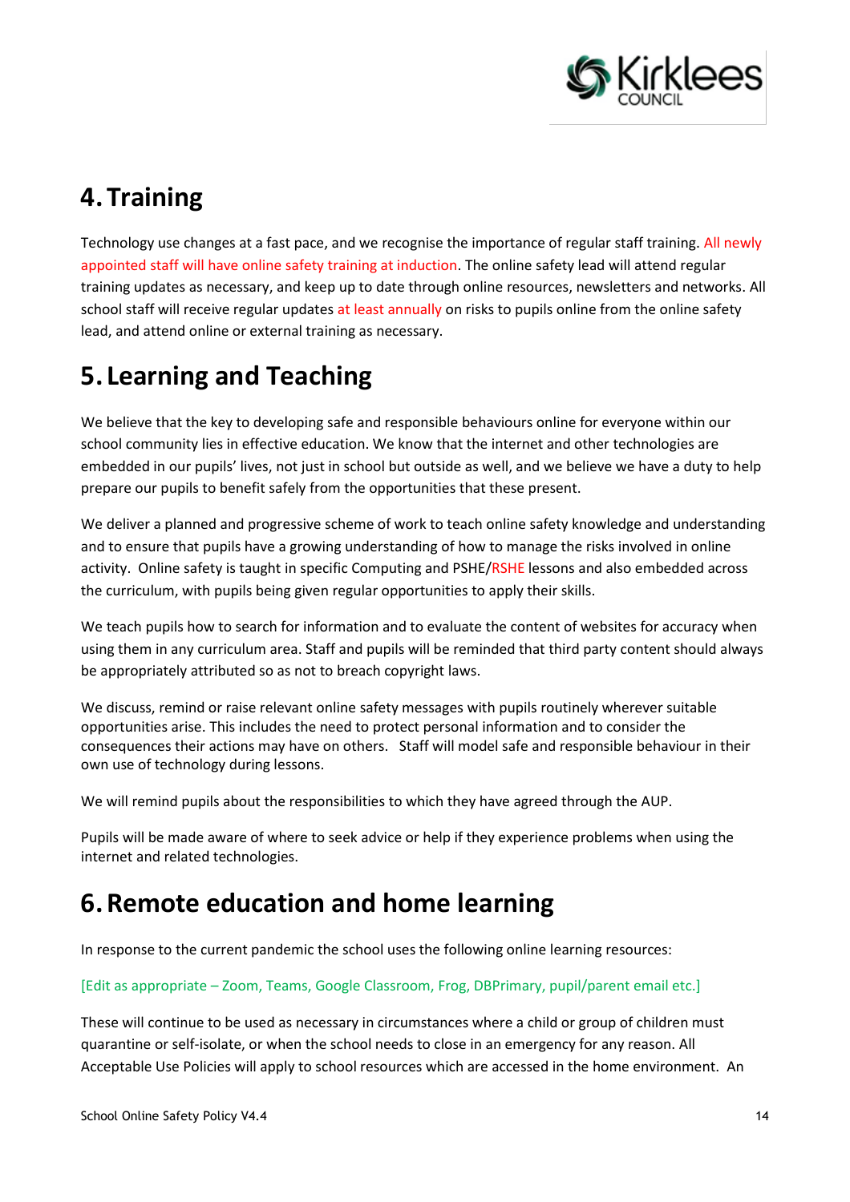## 4. Training

Technology use changes at a fast pace, and we recognise the importance of regular staff training. All newly appointed staff will have online safety training at induction. The online safety lead will attend regular training updates as necessary, and keep up to date through online resources, newsletters and networks. All school staff will receive regular updates at least annually on risks to pupils online from the online safety lead, and attend online or external training as necessary.

## 5. Learning and Teaching

We believe that the key to developing safe and responsible behaviours online for everyone within our school community lies in effective education. We know that the internet and other technologies are embedded in our pupils' lives, not just in school but outside as well, and we believe we have a duty to help prepare our pupils to benefit safely from the opportunities that these present.

We deliver a planned and progressive scheme of work to teach online safety knowledge and understanding and to ensure that pupils have a growing understanding of how to manage the risks involved in online activity. Online safety is taught in specific Computing and PSHE/RSHE lessons and also embedded across the curriculum, with pupils being given regular opportunities to apply their skills.

We teach pupils how to search for information and to evaluate the content of websites for accuracy when using them in any curriculum area. Staff and pupils will be reminded that third party content should always be appropriately attributed so as not to breach copyright laws.

We discuss, remind or raise relevant online safety messages with pupils routinely wherever suitable opportunities arise. This includes the need to protect personal information and to consider the consequences their actions may have on others. Staff will model safe and responsible behaviour in their own use of technology during lessons.

We will remind pupils about the responsibilities to which they have agreed through the AUP.

Pupils will be made aware of where to seek advice or help if they experience problems when using the internet and related technologies.

## 6. Remote education and home learning

In response to the current pandemic the school uses the following online learning resources:

[Edit as appropriate – Zoom, Teams, Google Classroom, Frog, DBPrimary, pupil/parent email etc.]

These will continue to be used as necessary in circumstances where a child or group of children must quarantine or self-isolate, or when the school needs to close in an emergency for any reason. All Acceptable Use Policies will apply to school resources which are accessed in the home environment. An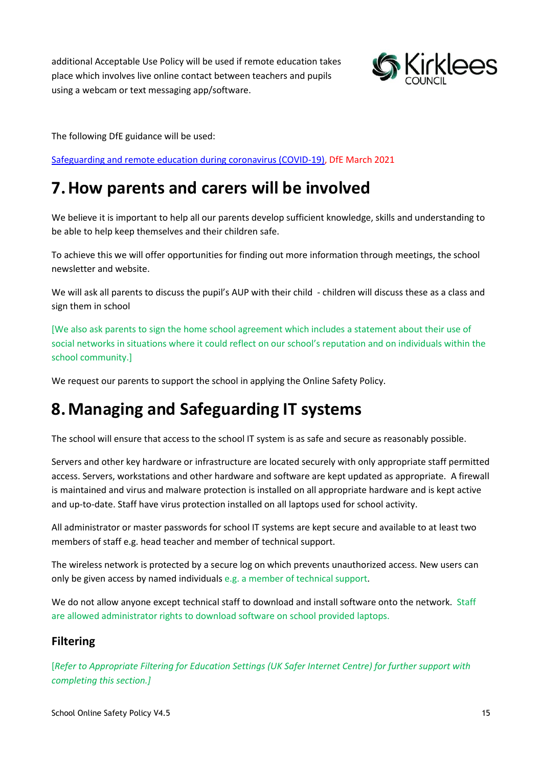additional Acceptable Use Policy will be used if remote education takes place which involves live online contact between teachers and pupils using a webcam or text messaging app/software.

The following DfE guidance will be used:

[Safeguarding and remote education during coronavirus (COVID-19)](), DfE March 2021

# 7. How parents and carers will be involved

We believe it is important to help all our parents develop sufficient knowledge, skills and understanding to be able to help keep themselves and their children safe.

To achieve this we will offer opportunities for finding out more information through meetings, the school newsletter and website.

We will ask all parents to discuss the pupil's AUP with their child - children will discuss these as a class and sign them in school

[We also ask parents to sign the home school agreement which includes a statement about their use of social networks in situations where it could reflect on our school's reputation and on individuals within the school community.]

We request our parents to support the school in applying the Online Safety Policy.

# 8. Managing and Safeguarding IT systems

The school will ensure that access to the school IT system is as safe and secure as reasonably possible.

Servers and other key hardware or infrastructure are located securely with only appropriate staff permitted access. Servers, workstations and other hardware and software are kept updated as appropriate. A firewall is maintained and virus and malware protection is installed on all appropriate hardware and is kept active and up-to-date. Staff have virus protection installed on all laptops used for school activity.

All administrator or master passwords for school IT systems are kept secure and available to at least two members of staff e.g. head teacher and member of technical support.

The wireless network is protected by a secure log on which prevents unauthorized access. New users can only be given access by named individuals e.g. a member of technical support.

We do not allow anyone except technical staff to download and install software onto the network. Staff are allowed administrator rights to download software on school provided laptops.

## Filtering

*[Refer to Appropriate Filtering for Education Settings (UK Safer Internet Centre) for further support with completing this section.]*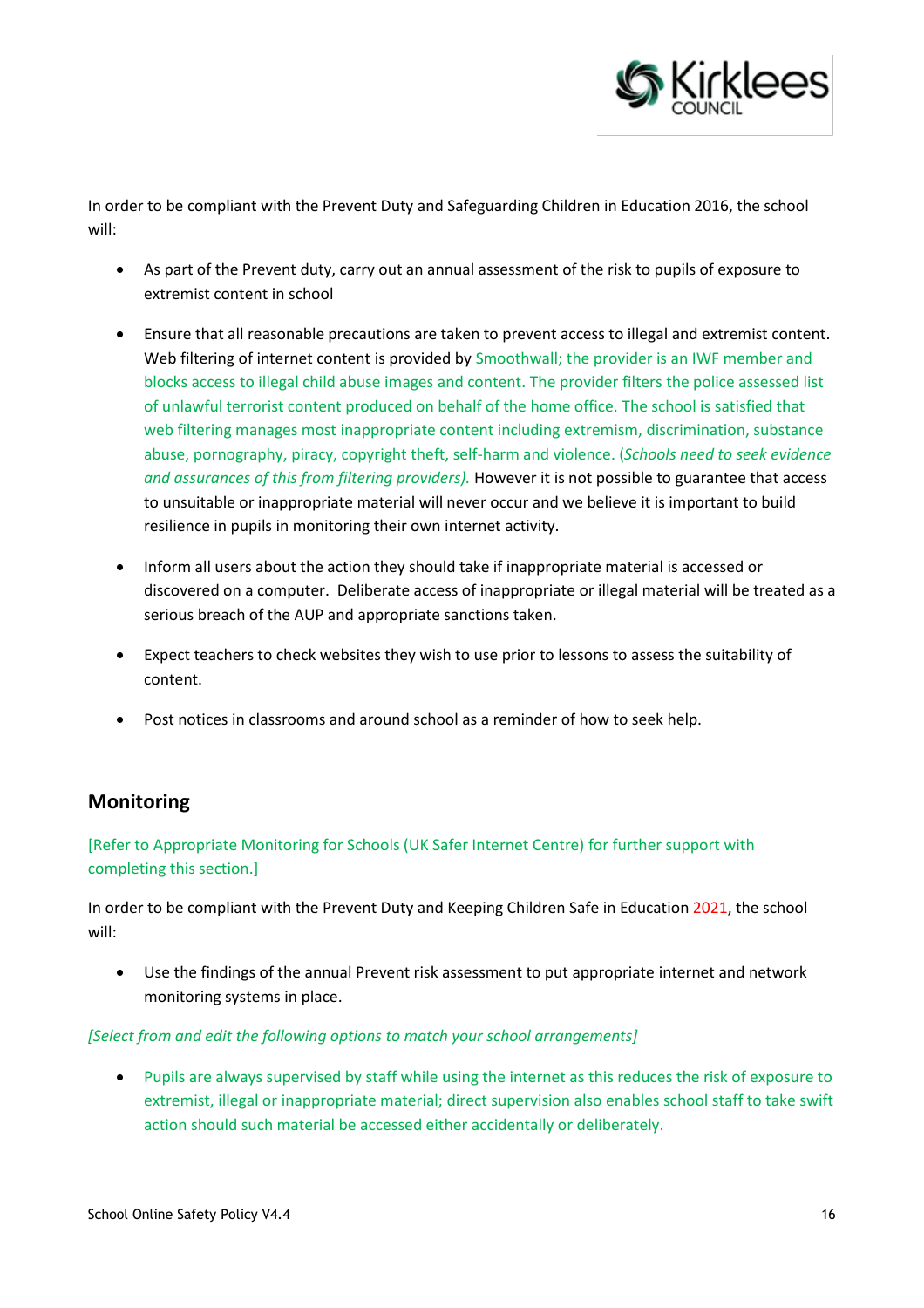In order to be compliant with the Prevent Duty and Safeguarding Children in Education 2016, the school will:

- As part of the Prevent duty, carry out an annual assessment of the risk to pupils of exposure to extremist content in school
- Ensure that all reasonable precautions are taken to prevent access to illegal and extremist content. Web filtering of internet content is provided by Smoothwall; the provider is an IWF member and blocks access to illegal child abuse images and content. The provider filters the police assessed list of unlawful terrorist content produced on behalf of the home office. The school is satisfied that web filtering manages most inappropriate content including extremism, discrimination, substance abuse, pornography, piracy, copyright theft, self-harm and violence. (*Schools need to seek evidence and assurances of this from filtering providers).* However it is not possible to guarantee that access to unsuitable or inappropriate material will never occur and we believe it is important to build resilience in pupils in monitoring their own internet activity.
- Inform all users about the action they should take if inappropriate material is accessed or discovered on a computer. Deliberate access of inappropriate or illegal material will be treated as a serious breach of the AUP and appropriate sanctions taken.
- Expect teachers to check websites they wish to use prior to lessons to assess the suitability of content.
- Post notices in classrooms and around school as a reminder of how to seek help.

## Monitoring

[Refer to Appropriate Monitoring for Schools (UK Safer Internet Centre) for further support with completing this section.]

In order to be compliant with the Prevent Duty and Keeping Children Safe in Education 2021, the school will:

- Use the findings of the annual Prevent risk assessment to put appropriate internet and network monitoring systems in place.

*[Select from and edit the following options to match your school arrangements]*

- Pupils are always supervised by staff while using the internet as this reduces the risk of exposure to extremist, illegal or inappropriate material; direct supervision also enables school staff to take swift action should such material be accessed either accidentally or deliberately.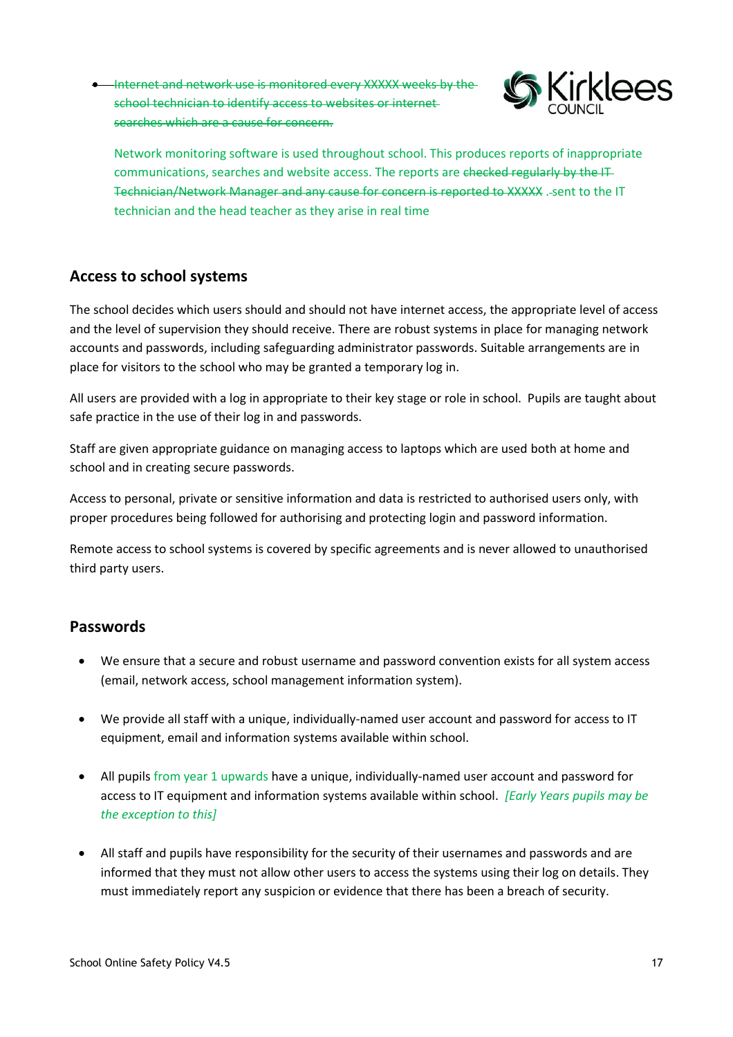- ~~Internet and network use is monitored every XXXXX weeks by the school technician to identify access to websites or internet searches which are a cause for concern.~~

Network monitoring software is used throughout school. This produces reports of inappropriate communications, searches and website access. The reports are ~~checked regularly by the IT Technician/Network Manager and any cause for concern is reported to XXXXX~~ . sent to the IT technician and the head teacher as they arise in real time

## Access to school systems

The school decides which users should and should not have internet access, the appropriate level of access and the level of supervision they should receive. There are robust systems in place for managing network accounts and passwords, including safeguarding administrator passwords. Suitable arrangements are in place for visitors to the school who may be granted a temporary log in.

All users are provided with a log in appropriate to their key stage or role in school. Pupils are taught about safe practice in the use of their log in and passwords.

Staff are given appropriate guidance on managing access to laptops which are used both at home and school and in creating secure passwords.

Access to personal, private or sensitive information and data is restricted to authorised users only, with proper procedures being followed for authorising and protecting login and password information.

Remote access to school systems is covered by specific agreements and is never allowed to unauthorised third party users.

## Passwords

- We ensure that a secure and robust username and password convention exists for all system access (email, network access, school management information system).
- We provide all staff with a unique, individually-named user account and password for access to IT equipment, email and information systems available within school.
- All pupils from year 1 upwards have a unique, individually-named user account and password for access to IT equipment and information systems available within school. *[Early Years pupils may be the exception to this]*
- All staff and pupils have responsibility for the security of their usernames and passwords and are informed that they must not allow other users to access the systems using their log on details. They must immediately report any suspicion or evidence that there has been a breach of security.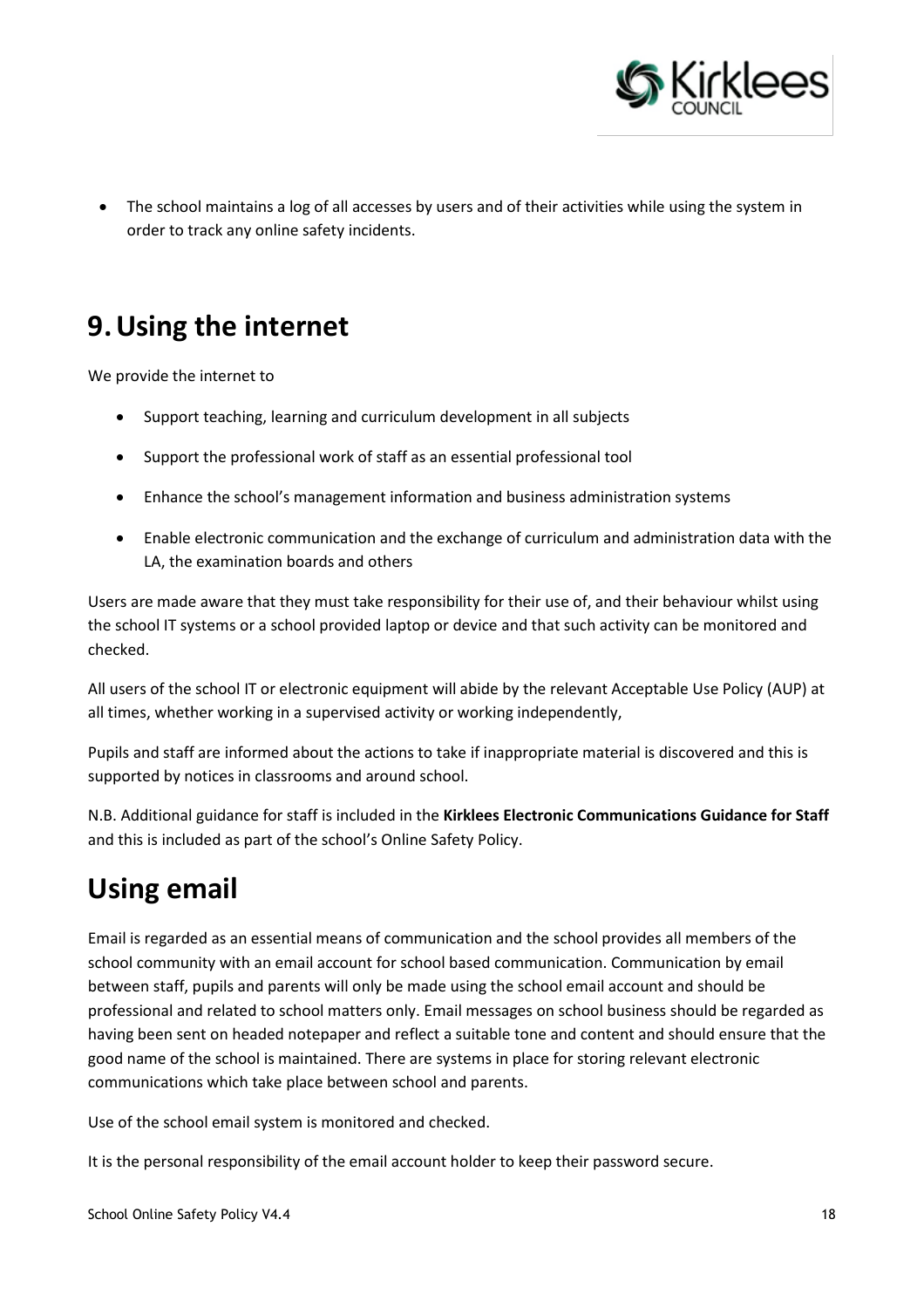- The school maintains a log of all accesses by users and of their activities while using the system in order to track any online safety incidents.

## 9. Using the internet

We provide the internet to

- Support teaching, learning and curriculum development in all subjects
- Support the professional work of staff as an essential professional tool
- Enhance the school's management information and business administration systems
- Enable electronic communication and the exchange of curriculum and administration data with the LA, the examination boards and others

Users are made aware that they must take responsibility for their use of, and their behaviour whilst using the school IT systems or a school provided laptop or device and that such activity can be monitored and checked.

All users of the school IT or electronic equipment will abide by the relevant Acceptable Use Policy (AUP) at all times, whether working in a supervised activity or working independently,

Pupils and staff are informed about the actions to take if inappropriate material is discovered and this is supported by notices in classrooms and around school.

N.B. Additional guidance for staff is included in the **Kirklees Electronic Communications Guidance for Staff** and this is included as part of the school's Online Safety Policy.

## Using email

Email is regarded as an essential means of communication and the school provides all members of the school community with an email account for school based communication. Communication by email between staff, pupils and parents will only be made using the school email account and should be professional and related to school matters only. Email messages on school business should be regarded as having been sent on headed notepaper and reflect a suitable tone and content and should ensure that the good name of the school is maintained. There are systems in place for storing relevant electronic communications which take place between school and parents.

Use of the school email system is monitored and checked.

It is the personal responsibility of the email account holder to keep their password secure.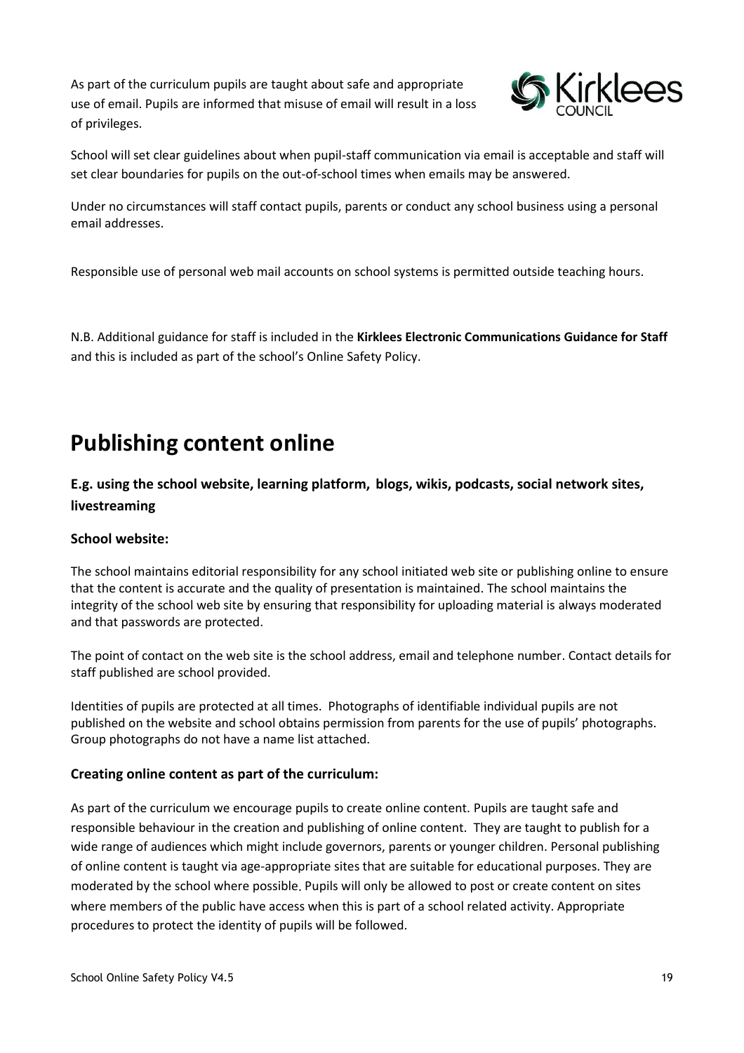As part of the curriculum pupils are taught about safe and appropriate use of email. Pupils are informed that misuse of email will result in a loss of privileges.

School will set clear guidelines about when pupil-staff communication via email is acceptable and staff will set clear boundaries for pupils on the out-of-school times when emails may be answered.

Under no circumstances will staff contact pupils, parents or conduct any school business using a personal email addresses.

Responsible use of personal web mail accounts on school systems is permitted outside teaching hours.

N.B. Additional guidance for staff is included in the **Kirklees Electronic Communications Guidance for Staff** and this is included as part of the school's Online Safety Policy.

# Publishing content online

### E.g. using the school website, learning platform, blogs, wikis, podcasts, social network sites, livestreaming

#### School website:

The school maintains editorial responsibility for any school initiated web site or publishing online to ensure that the content is accurate and the quality of presentation is maintained. The school maintains the integrity of the school web site by ensuring that responsibility for uploading material is always moderated and that passwords are protected.

The point of contact on the web site is the school address, email and telephone number. Contact details for staff published are school provided.

Identities of pupils are protected at all times. Photographs of identifiable individual pupils are not published on the website and school obtains permission from parents for the use of pupils' photographs. Group photographs do not have a name list attached.

#### Creating online content as part of the curriculum:

As part of the curriculum we encourage pupils to create online content. Pupils are taught safe and responsible behaviour in the creation and publishing of online content. They are taught to publish for a wide range of audiences which might include governors, parents or younger children. Personal publishing of online content is taught via age-appropriate sites that are suitable for educational purposes. They are moderated by the school where possible. Pupils will only be allowed to post or create content on sites where members of the public have access when this is part of a school related activity. Appropriate procedures to protect the identity of pupils will be followed.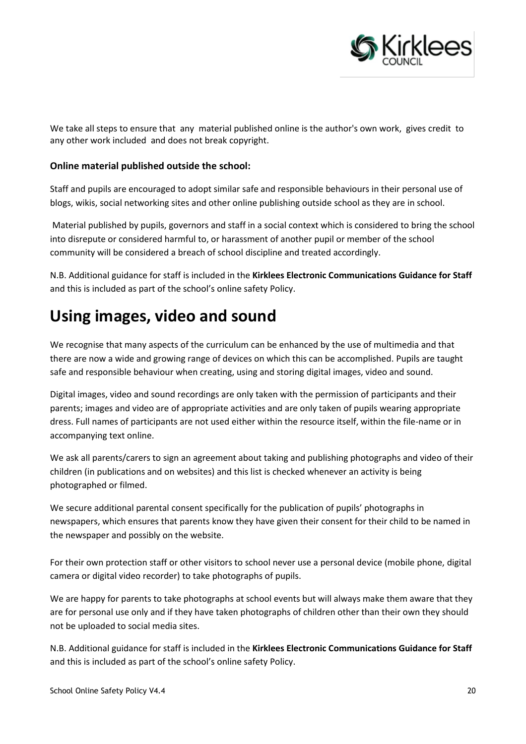We take all steps to ensure that any material published online is the author's own work, gives credit to any other work included and does not break copyright.

**Online material published outside the school:**

Staff and pupils are encouraged to adopt similar safe and responsible behaviours in their personal use of blogs, wikis, social networking sites and other online publishing outside school as they are in school.

Material published by pupils, governors and staff in a social context which is considered to bring the school into disrepute or considered harmful to, or harassment of another pupil or member of the school community will be considered a breach of school discipline and treated accordingly.

N.B. Additional guidance for staff is included in the **Kirklees Electronic Communications Guidance for Staff** and this is included as part of the school's online safety Policy.

# Using images, video and sound

We recognise that many aspects of the curriculum can be enhanced by the use of multimedia and that there are now a wide and growing range of devices on which this can be accomplished. Pupils are taught safe and responsible behaviour when creating, using and storing digital images, video and sound.

Digital images, video and sound recordings are only taken with the permission of participants and their parents; images and video are of appropriate activities and are only taken of pupils wearing appropriate dress. Full names of participants are not used either within the resource itself, within the file-name or in accompanying text online.

We ask all parents/carers to sign an agreement about taking and publishing photographs and video of their children (in publications and on websites) and this list is checked whenever an activity is being photographed or filmed.

We secure additional parental consent specifically for the publication of pupils' photographs in newspapers, which ensures that parents know they have given their consent for their child to be named in the newspaper and possibly on the website.

For their own protection staff or other visitors to school never use a personal device (mobile phone, digital camera or digital video recorder) to take photographs of pupils.

We are happy for parents to take photographs at school events but will always make them aware that they are for personal use only and if they have taken photographs of children other than their own they should not be uploaded to social media sites.

N.B. Additional guidance for staff is included in the **Kirklees Electronic Communications Guidance for Staff** and this is included as part of the school's online safety Policy.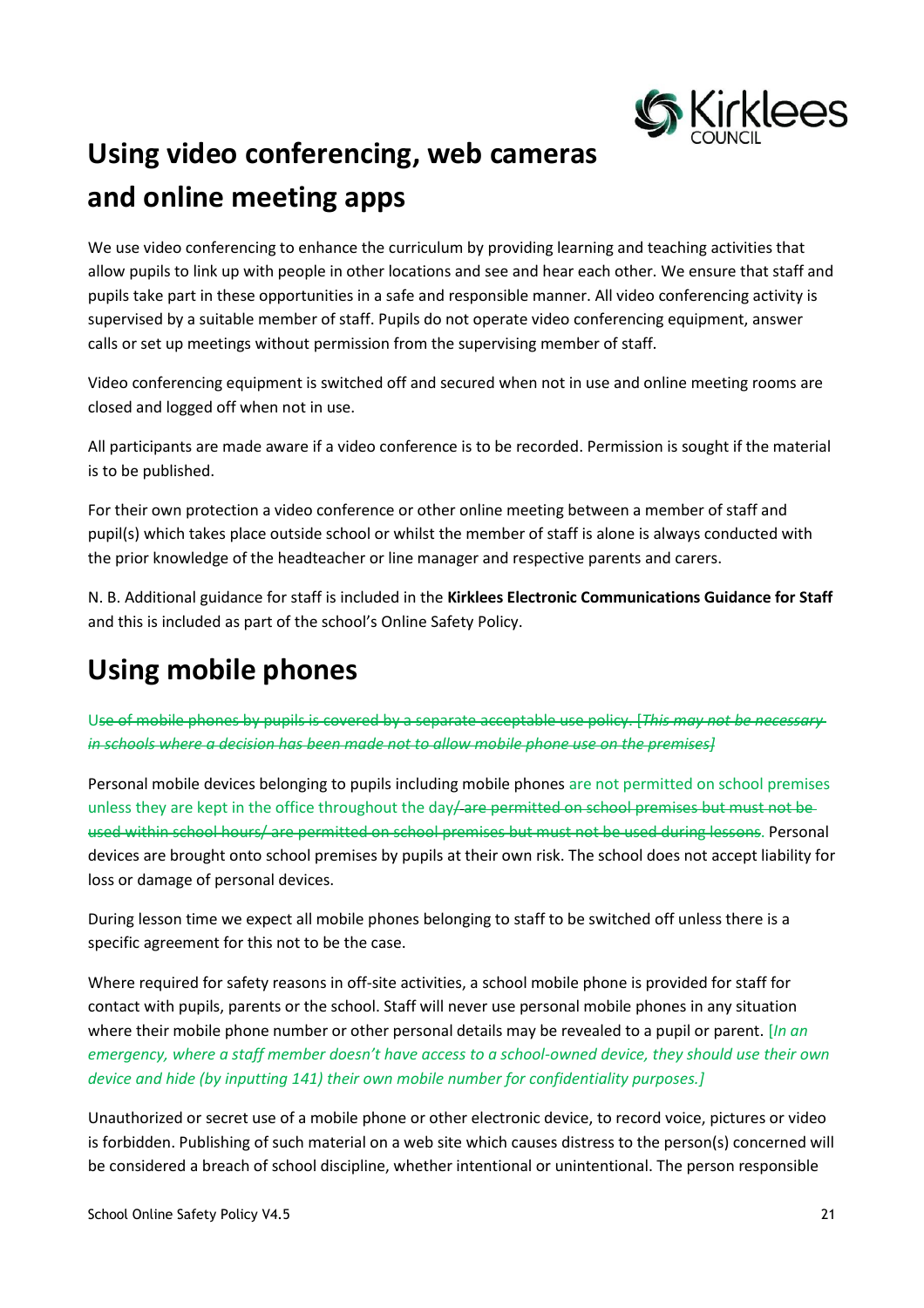# Using video conferencing, web cameras and online meeting apps

We use video conferencing to enhance the curriculum by providing learning and teaching activities that allow pupils to link up with people in other locations and see and hear each other. We ensure that staff and pupils take part in these opportunities in a safe and responsible manner. All video conferencing activity is supervised by a suitable member of staff. Pupils do not operate video conferencing equipment, answer calls or set up meetings without permission from the supervising member of staff.

Video conferencing equipment is switched off and secured when not in use and online meeting rooms are closed and logged off when not in use.

All participants are made aware if a video conference is to be recorded. Permission is sought if the material is to be published.

For their own protection a video conference or other online meeting between a member of staff and pupil(s) which takes place outside school or whilst the member of staff is alone is always conducted with the prior knowledge of the headteacher or line manager and respective parents and carers.

N. B. Additional guidance for staff is included in the **Kirklees Electronic Communications Guidance for Staff** and this is included as part of the school's Online Safety Policy.

# Using mobile phones

~~Use of mobile phones by pupils is covered by a separate acceptable use policy. [*This may not be necessary in schools where a decision has been made not to allow mobile phone use on the premises*]~~

Personal mobile devices belonging to pupils including mobile phones are not permitted on school premises unless they are kept in the office throughout the day~~/ are permitted on school premises but must not be used within school hours/ are permitted on school premises but must not be used during lessons~~. Personal devices are brought onto school premises by pupils at their own risk. The school does not accept liability for loss or damage of personal devices.

During lesson time we expect all mobile phones belonging to staff to be switched off unless there is a specific agreement for this not to be the case.

Where required for safety reasons in off-site activities, a school mobile phone is provided for staff for contact with pupils, parents or the school. Staff will never use personal mobile phones in any situation where their mobile phone number or other personal details may be revealed to a pupil or parent. [*In an emergency, where a staff member doesn't have access to a school-owned device, they should use their own device and hide (by inputting 141) their own mobile number for confidentiality purposes.]*

Unauthorized or secret use of a mobile phone or other electronic device, to record voice, pictures or video is forbidden. Publishing of such material on a web site which causes distress to the person(s) concerned will be considered a breach of school discipline, whether intentional or unintentional. The person responsible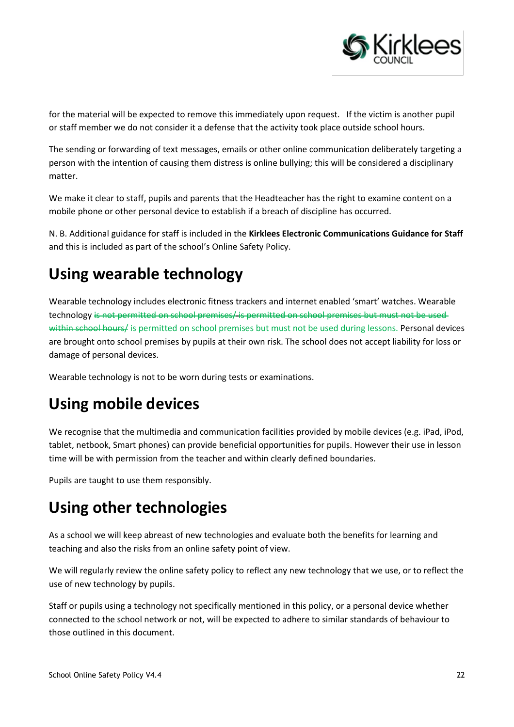for the material will be expected to remove this immediately upon request. If the victim is another pupil or staff member we do not consider it a defense that the activity took place outside school hours.

The sending or forwarding of text messages, emails or other online communication deliberately targeting a person with the intention of causing them distress is online bullying; this will be considered a disciplinary matter.

We make it clear to staff, pupils and parents that the Headteacher has the right to examine content on a mobile phone or other personal device to establish if a breach of discipline has occurred.

N. B. Additional guidance for staff is included in the **Kirklees Electronic Communications Guidance for Staff** and this is included as part of the school's Online Safety Policy.

# Using wearable technology

Wearable technology includes electronic fitness trackers and internet enabled 'smart' watches. Wearable technology ~~is not permitted on school premises/ is permitted on school premises but must not be used within school hours/~~ is permitted on school premises but must not be used during lessons. Personal devices are brought onto school premises by pupils at their own risk. The school does not accept liability for loss or damage of personal devices.

Wearable technology is not to be worn during tests or examinations.

# Using mobile devices

We recognise that the multimedia and communication facilities provided by mobile devices (e.g. iPad, iPod, tablet, netbook, Smart phones) can provide beneficial opportunities for pupils. However their use in lesson time will be with permission from the teacher and within clearly defined boundaries.

Pupils are taught to use them responsibly.

# Using other technologies

As a school we will keep abreast of new technologies and evaluate both the benefits for learning and teaching and also the risks from an online safety point of view.

We will regularly review the online safety policy to reflect any new technology that we use, or to reflect the use of new technology by pupils.

Staff or pupils using a technology not specifically mentioned in this policy, or a personal device whether connected to the school network or not, will be expected to adhere to similar standards of behaviour to those outlined in this document.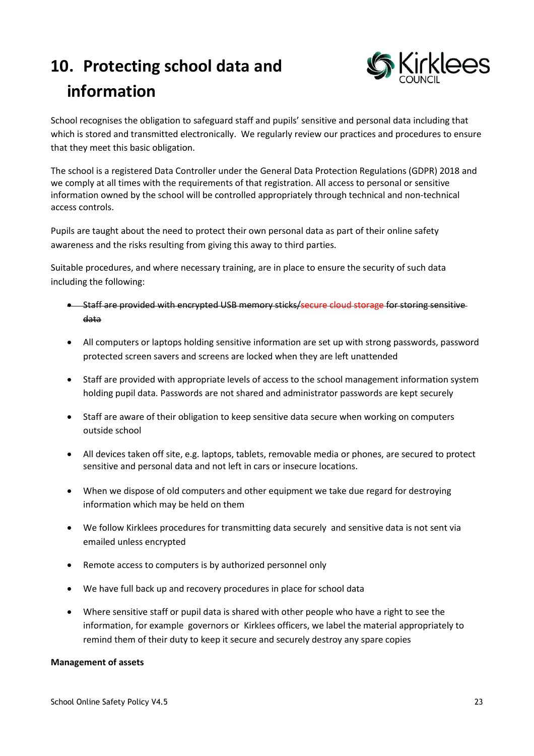# 10. Protecting school data and information

School recognises the obligation to safeguard staff and pupils' sensitive and personal data including that which is stored and transmitted electronically. We regularly review our practices and procedures to ensure that they meet this basic obligation.

The school is a registered Data Controller under the General Data Protection Regulations (GDPR) 2018 and we comply at all times with the requirements of that registration. All access to personal or sensitive information owned by the school will be controlled appropriately through technical and non-technical access controls.

Pupils are taught about the need to protect their own personal data as part of their online safety awareness and the risks resulting from giving this away to third parties.

Suitable procedures, and where necessary training, are in place to ensure the security of such data including the following:

- ~~Staff are provided with encrypted USB memory sticks/secure cloud storage for storing sensitive data~~
- All computers or laptops holding sensitive information are set up with strong passwords, password protected screen savers and screens are locked when they are left unattended
- Staff are provided with appropriate levels of access to the school management information system holding pupil data. Passwords are not shared and administrator passwords are kept securely
- Staff are aware of their obligation to keep sensitive data secure when working on computers outside school
- All devices taken off site, e.g. laptops, tablets, removable media or phones, are secured to protect sensitive and personal data and not left in cars or insecure locations.
- When we dispose of old computers and other equipment we take due regard for destroying information which may be held on them
- We follow Kirklees procedures for transmitting data securely and sensitive data is not sent via emailed unless encrypted
- Remote access to computers is by authorized personnel only
- We have full back up and recovery procedures in place for school data
- Where sensitive staff or pupil data is shared with other people who have a right to see the information, for example governors or Kirklees officers, we label the material appropriately to remind them of their duty to keep it secure and securely destroy any spare copies

**Management of assets**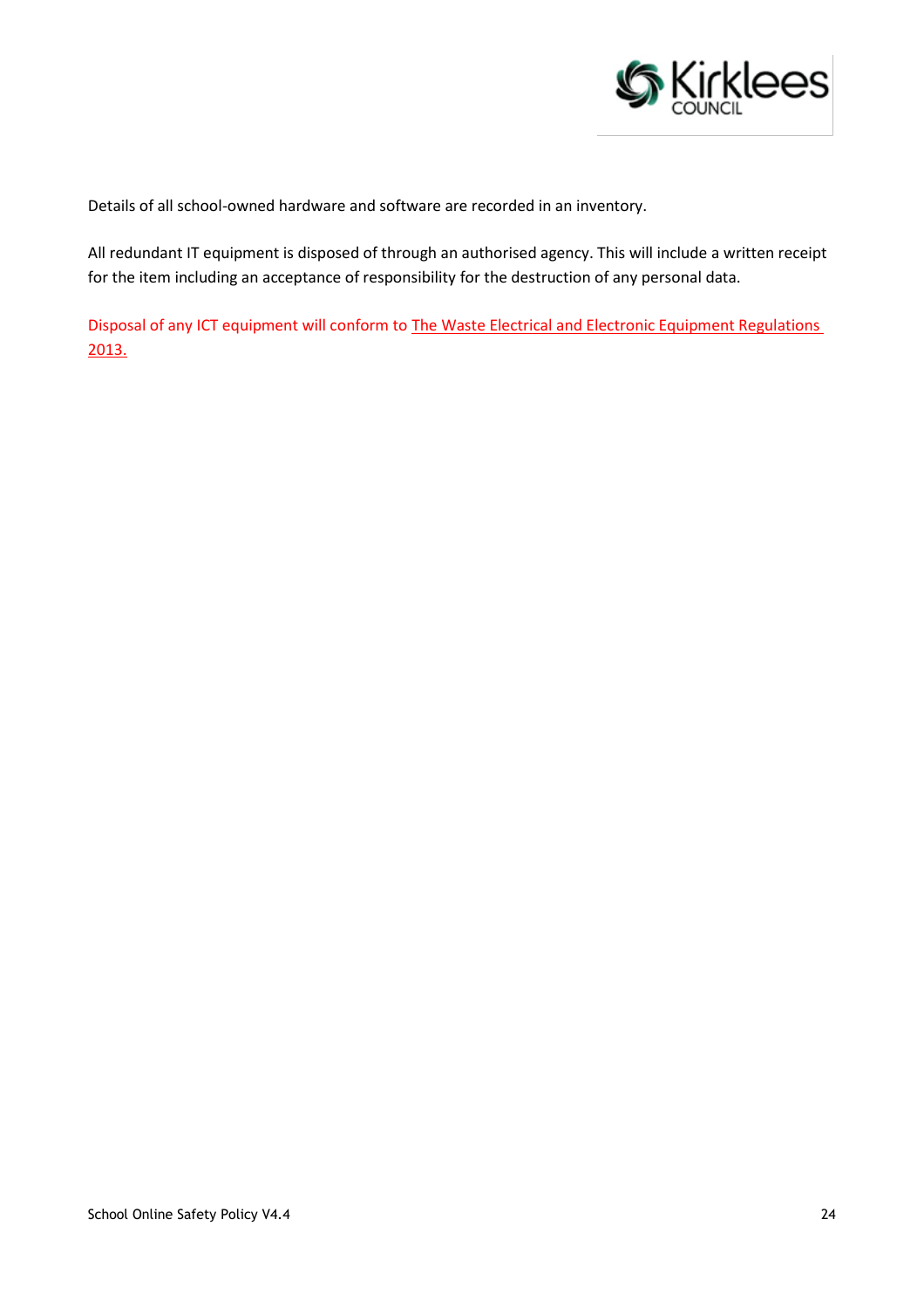Details of all school-owned hardware and software are recorded in an inventory.

All redundant IT equipment is disposed of through an authorised agency. This will include a written receipt for the item including an acceptance of responsibility for the destruction of any personal data.

Disposal of any ICT equipment will conform to The Waste Electrical and Electronic Equipment Regulations 2013.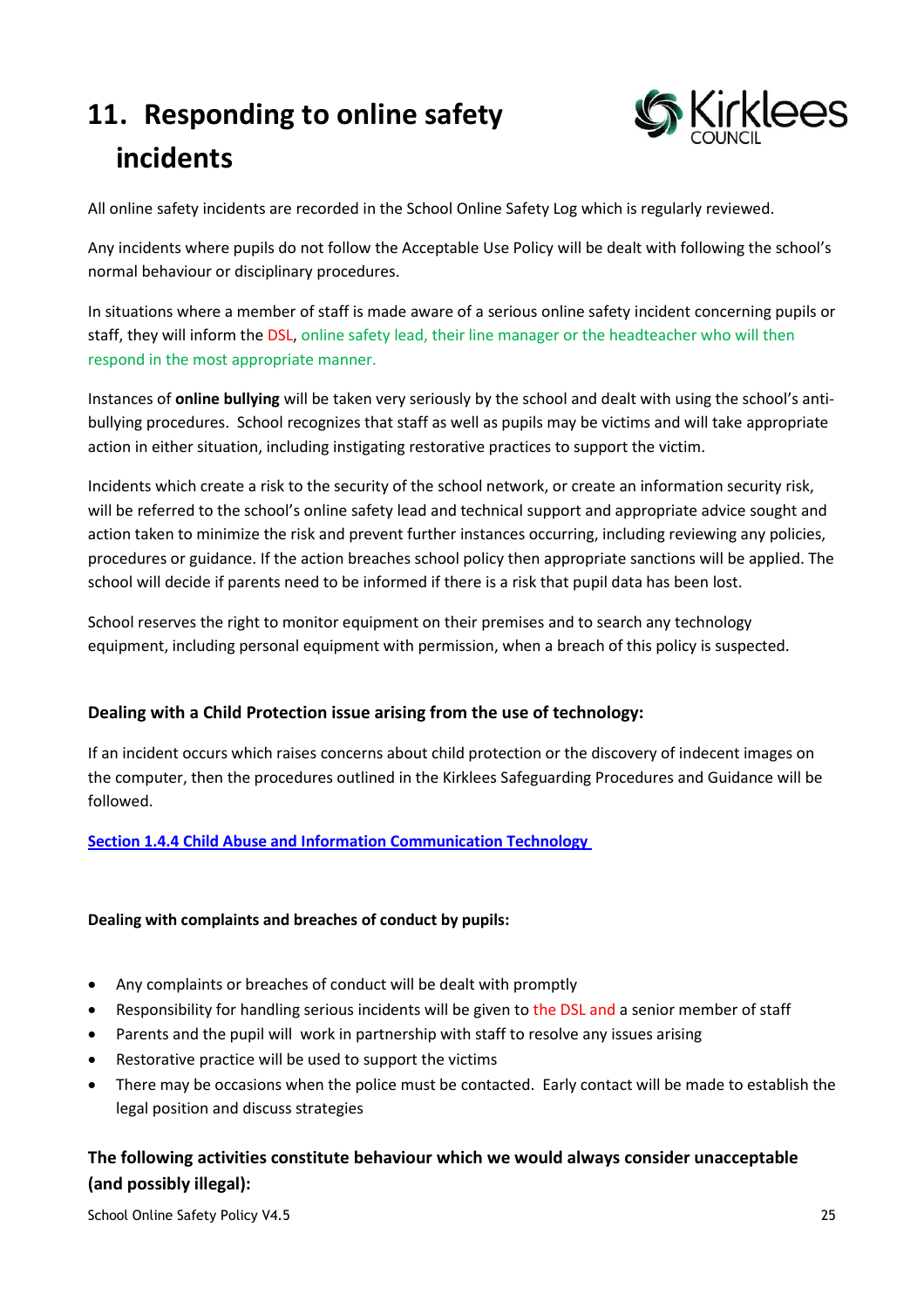# 11. Responding to online safety incidents

All online safety incidents are recorded in the School Online Safety Log which is regularly reviewed.

Any incidents where pupils do not follow the Acceptable Use Policy will be dealt with following the school's normal behaviour or disciplinary procedures.

In situations where a member of staff is made aware of a serious online safety incident concerning pupils or staff, they will inform the DSL, online safety lead, their line manager or the headteacher who will then respond in the most appropriate manner.

Instances of **online bullying** will be taken very seriously by the school and dealt with using the school's anti-bullying procedures. School recognizes that staff as well as pupils may be victims and will take appropriate action in either situation, including instigating restorative practices to support the victim.

Incidents which create a risk to the security of the school network, or create an information security risk, will be referred to the school's online safety lead and technical support and appropriate advice sought and action taken to minimize the risk and prevent further instances occurring, including reviewing any policies, procedures or guidance. If the action breaches school policy then appropriate sanctions will be applied. The school will decide if parents need to be informed if there is a risk that pupil data has been lost.

School reserves the right to monitor equipment on their premises and to search any technology equipment, including personal equipment with permission, when a breach of this policy is suspected.

### Dealing with a Child Protection issue arising from the use of technology:

If an incident occurs which raises concerns about child protection or the discovery of indecent images on the computer, then the procedures outlined in the Kirklees Safeguarding Procedures and Guidance will be followed.

[Section 1.4.4 Child Abuse and Information Communication Technology](#)

**Dealing with complaints and breaches of conduct by pupils:**

- Any complaints or breaches of conduct will be dealt with promptly
- Responsibility for handling serious incidents will be given to the DSL and a senior member of staff
- Parents and the pupil will work in partnership with staff to resolve any issues arising
- Restorative practice will be used to support the victims
- There may be occasions when the police must be contacted. Early contact will be made to establish the legal position and discuss strategies

### The following activities constitute behaviour which we would always consider unacceptable (and possibly illegal):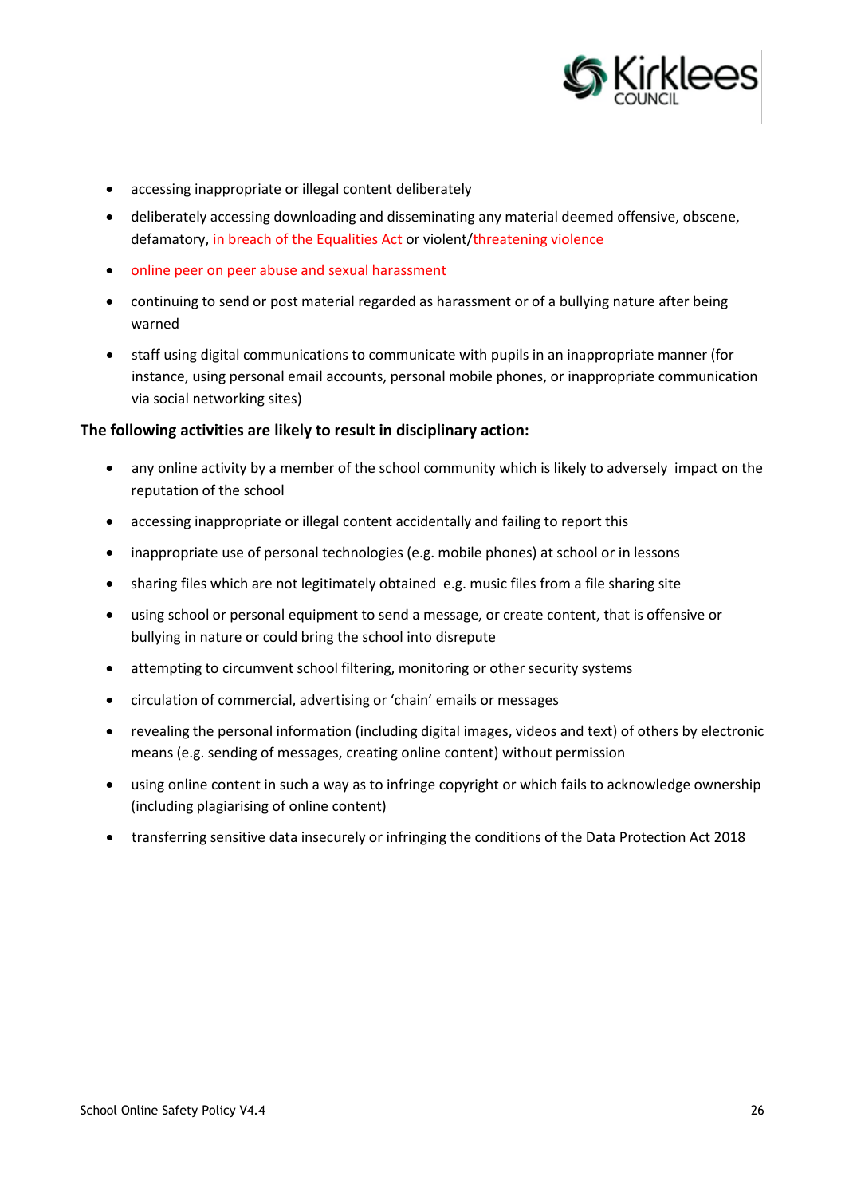- accessing inappropriate or illegal content deliberately
- deliberately accessing downloading and disseminating any material deemed offensive, obscene, defamatory, in breach of the Equalities Act or violent/threatening violence
- online peer on peer abuse and sexual harassment
- continuing to send or post material regarded as harassment or of a bullying nature after being warned
- staff using digital communications to communicate with pupils in an inappropriate manner (for instance, using personal email accounts, personal mobile phones, or inappropriate communication via social networking sites)

**The following activities are likely to result in disciplinary action:**

- any online activity by a member of the school community which is likely to adversely impact on the reputation of the school
- accessing inappropriate or illegal content accidentally and failing to report this
- inappropriate use of personal technologies (e.g. mobile phones) at school or in lessons
- sharing files which are not legitimately obtained e.g. music files from a file sharing site
- using school or personal equipment to send a message, or create content, that is offensive or bullying in nature or could bring the school into disrepute
- attempting to circumvent school filtering, monitoring or other security systems
- circulation of commercial, advertising or 'chain' emails or messages
- revealing the personal information (including digital images, videos and text) of others by electronic means (e.g. sending of messages, creating online content) without permission
- using online content in such a way as to infringe copyright or which fails to acknowledge ownership (including plagiarising of online content)
- transferring sensitive data insecurely or infringing the conditions of the Data Protection Act 2018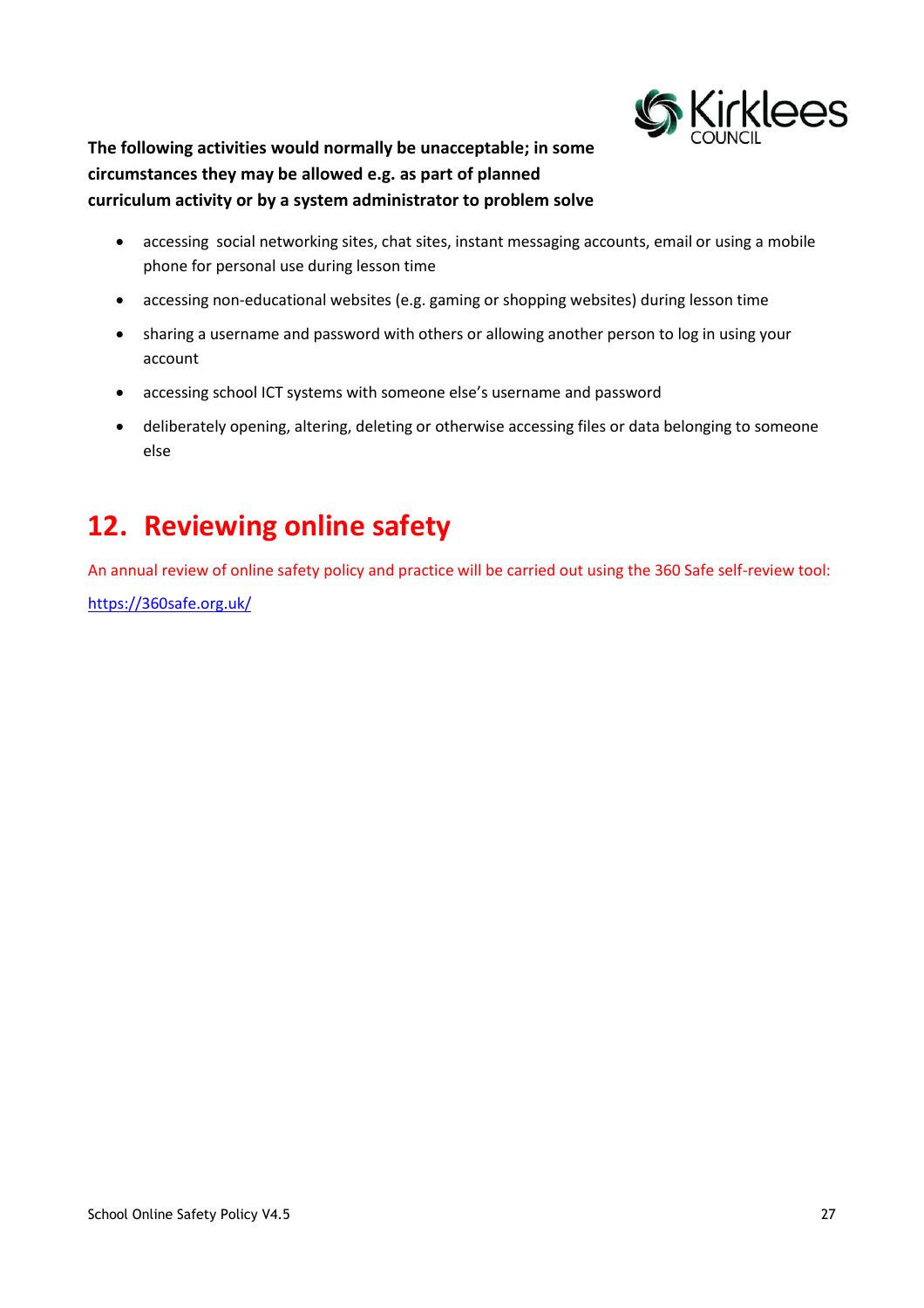**The following activities would normally be unacceptable; in some circumstances they may be allowed e.g. as part of planned curriculum activity or by a system administrator to problem solve**

- accessing social networking sites, chat sites, instant messaging accounts, email or using a mobile phone for personal use during lesson time
- accessing non-educational websites (e.g. gaming or shopping websites) during lesson time
- sharing a username and password with others or allowing another person to log in using your account
- accessing school ICT systems with someone else's username and password
- deliberately opening, altering, deleting or otherwise accessing files or data belonging to someone else

# 12. Reviewing online safety

An annual review of online safety policy and practice will be carried out using the 360 Safe self-review tool:

https://360safe.org.uk/